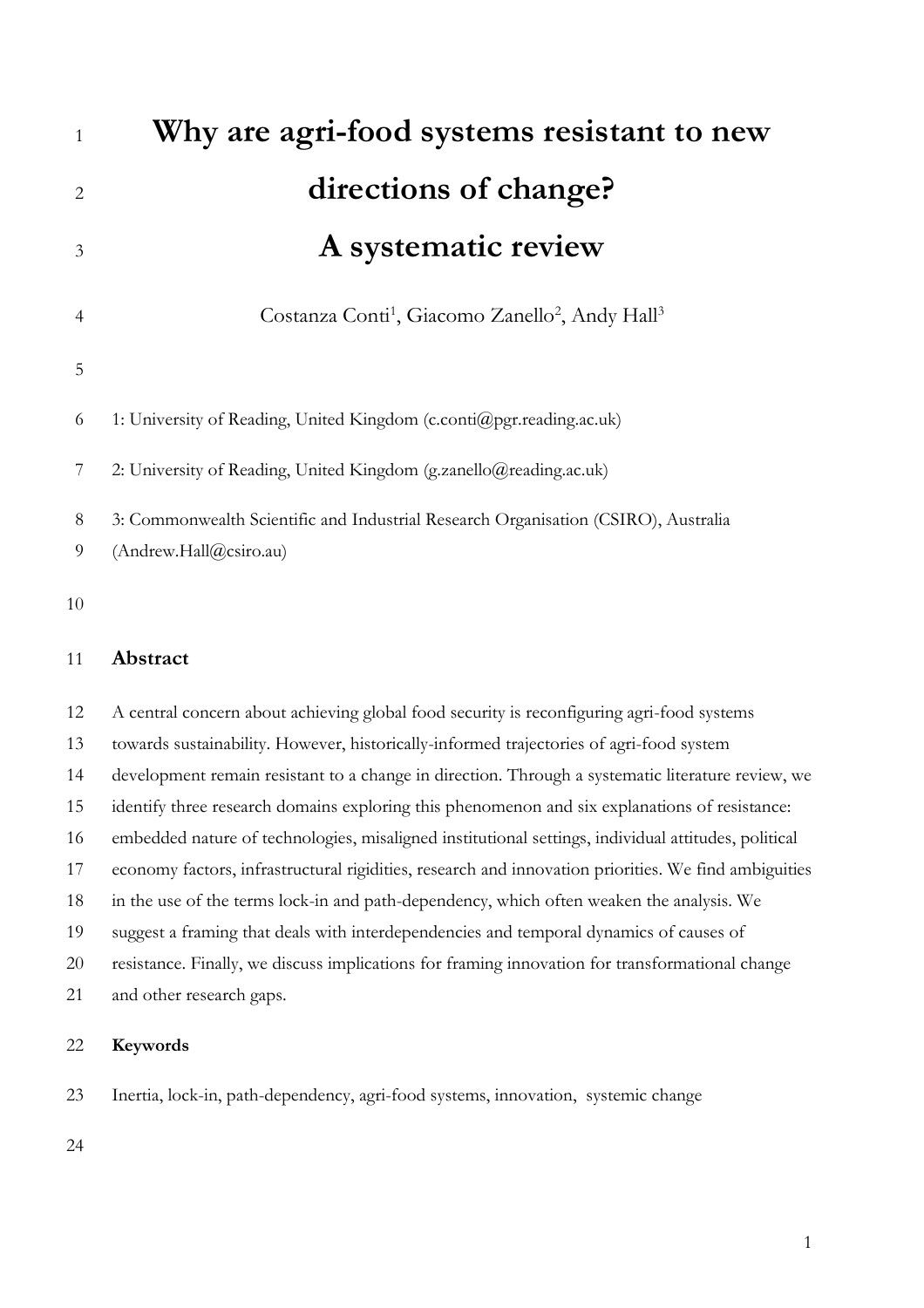# Why are agri-food systems resistant to new directions of change? A systematic review

Costanza Conti[1], Giacomo Zanello[2], Andy Hall[3]

1: University of Reading, United Kingdom (c.conti@pgr.reading.ac.uk)

2: University of Reading, United Kingdom (g.zanello@reading.ac.uk)

3: Commonwealth Scientific and Industrial Research Organisation (CSIRO), Australia (Andrew.Hall@csiro.au)

## Abstract

A central concern about achieving global food security is reconfiguring agri-food systems towards sustainability. However, historically-informed trajectories of agri-food system development remain resistant to a change in direction. Through a systematic literature review, we identify three research domains exploring this phenomenon and six explanations of resistance: embedded nature of technologies, misaligned institutional settings, individual attitudes, political economy factors, infrastructural rigidities, research and innovation priorities. We find ambiguities in the use of the terms lock-in and path-dependency, which often weaken the analysis. We suggest a framing that deals with interdependencies and temporal dynamics of causes of resistance. Finally, we discuss implications for framing innovation for transformational change and other research gaps.

**Keywords**

Inertia, lock-in, path-dependency, agri-food systems, innovation, systemic change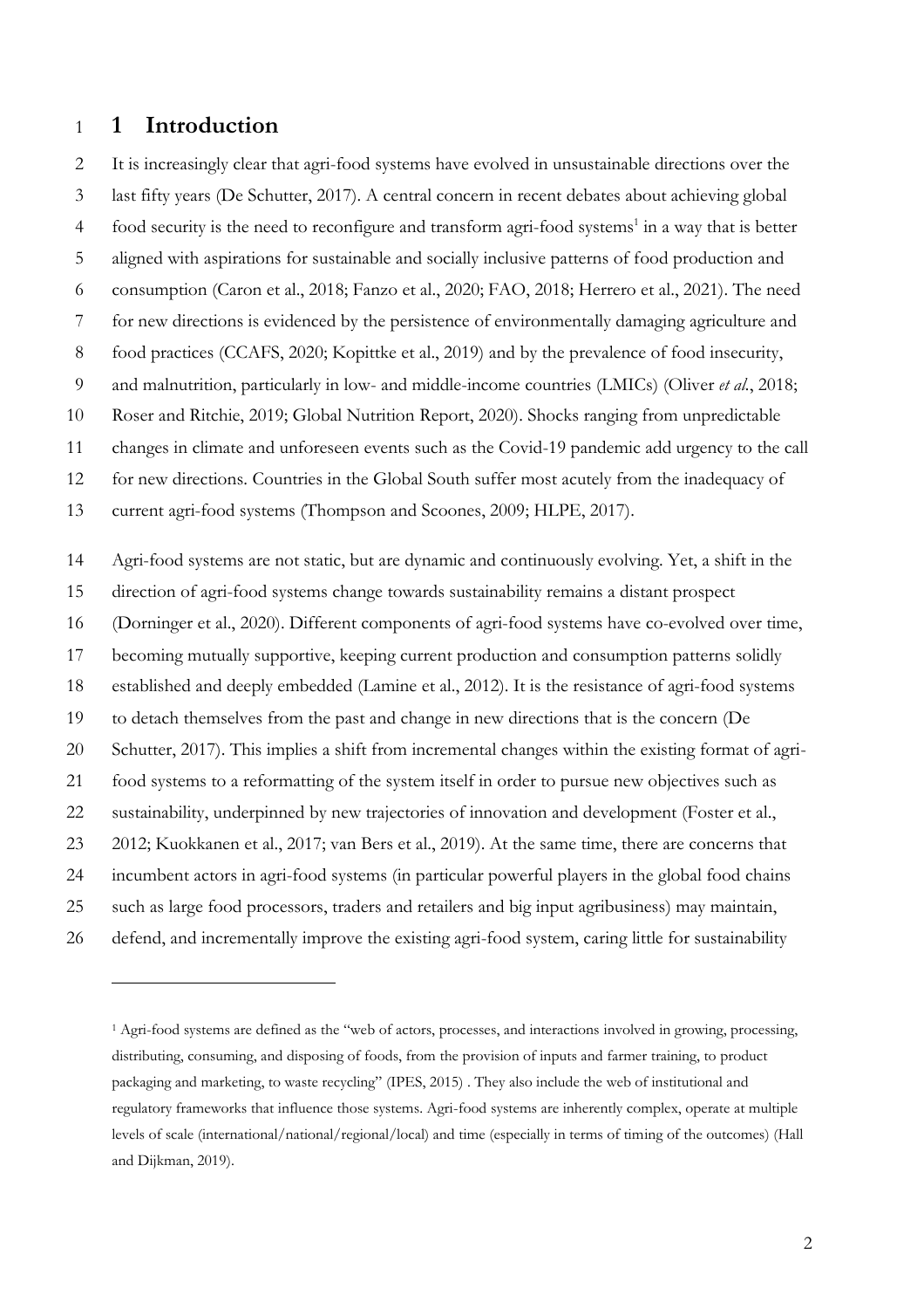# 1 Introduction

It is increasingly clear that agri-food systems have evolved in unsustainable directions over the last fifty years (De Schutter, 2017). A central concern in recent debates about achieving global food security is the need to reconfigure and transform agri-food systems[1] in a way that is better aligned with aspirations for sustainable and socially inclusive patterns of food production and consumption (Caron et al., 2018; Fanzo et al., 2020; FAO, 2018; Herrero et al., 2021). The need for new directions is evidenced by the persistence of environmentally damaging agriculture and food practices (CCAFS, 2020; Kopittke et al., 2019) and by the prevalence of food insecurity, and malnutrition, particularly in low- and middle-income countries (LMICs) (Oliver *et al.*, 2018; Roser and Ritchie, 2019; Global Nutrition Report, 2020). Shocks ranging from unpredictable changes in climate and unforeseen events such as the Covid-19 pandemic add urgency to the call for new directions. Countries in the Global South suffer most acutely from the inadequacy of current agri-food systems (Thompson and Scoones, 2009; HLPE, 2017).

Agri-food systems are not static, but are dynamic and continuously evolving. Yet, a shift in the direction of agri-food systems change towards sustainability remains a distant prospect (Dorninger et al., 2020). Different components of agri-food systems have co-evolved over time, becoming mutually supportive, keeping current production and consumption patterns solidly established and deeply embedded (Lamine et al., 2012). It is the resistance of agri-food systems to detach themselves from the past and change in new directions that is the concern (De Schutter, 2017). This implies a shift from incremental changes within the existing format of agri-food systems to a reformatting of the system itself in order to pursue new objectives such as sustainability, underpinned by new trajectories of innovation and development (Foster et al., 2012; Kuokkanen et al., 2017; van Bers et al., 2019). At the same time, there are concerns that incumbent actors in agri-food systems (in particular powerful players in the global food chains such as large food processors, traders and retailers and big input agribusiness) may maintain, defend, and incrementally improve the existing agri-food system, caring little for sustainability

[1] Agri-food systems are defined as the "web of actors, processes, and interactions involved in growing, processing, distributing, consuming, and disposing of foods, from the provision of inputs and farmer training, to product packaging and marketing, to waste recycling" (IPES, 2015) . They also include the web of institutional and regulatory frameworks that influence those systems. Agri-food systems are inherently complex, operate at multiple levels of scale (international/national/regional/local) and time (especially in terms of timing of the outcomes) (Hall and Dijkman, 2019).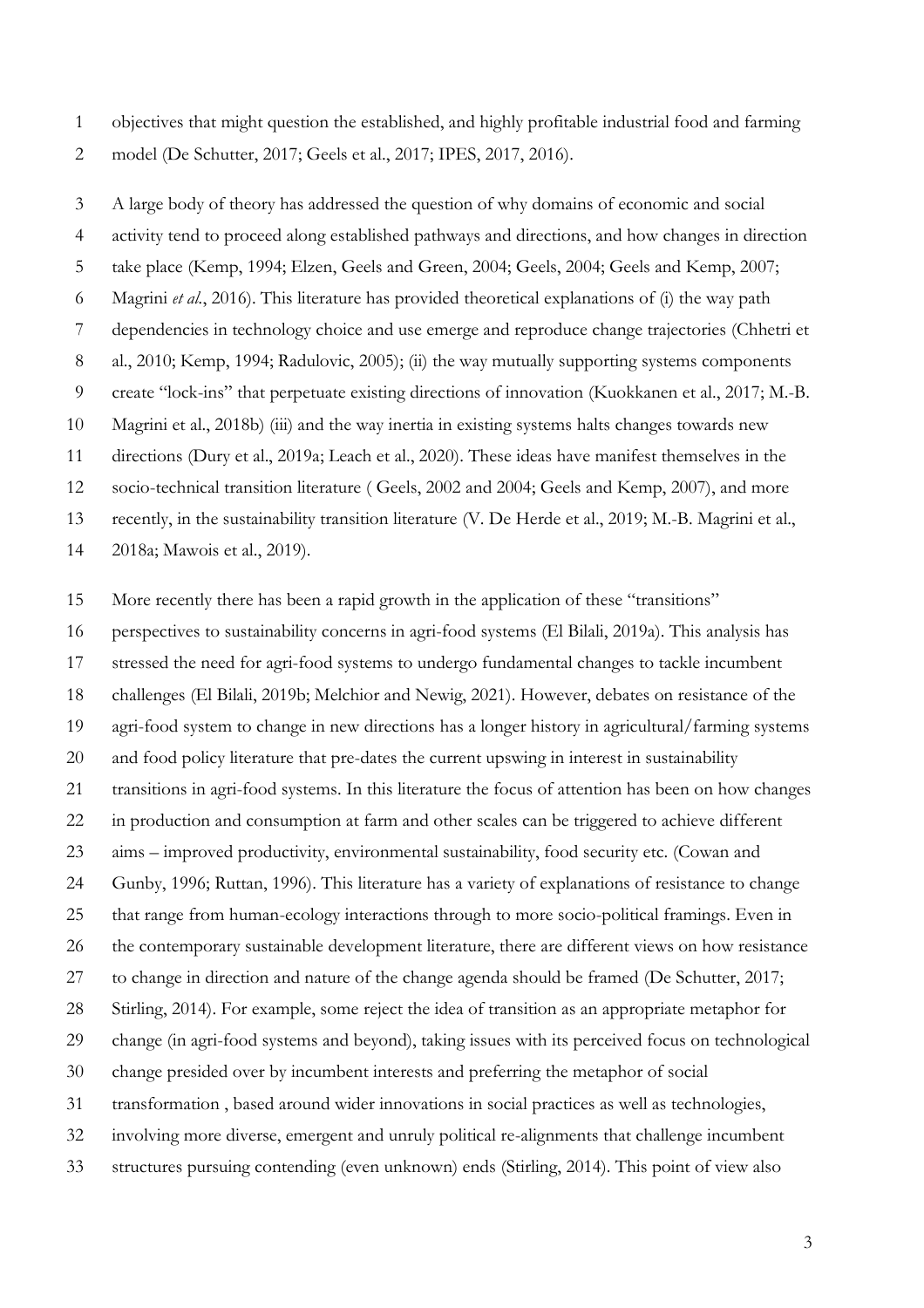objectives that might question the established, and highly profitable industrial food and farming model (De Schutter, 2017; Geels et al., 2017; IPES, 2017, 2016).

A large body of theory has addressed the question of why domains of economic and social activity tend to proceed along established pathways and directions, and how changes in direction take place (Kemp, 1994; Elzen, Geels and Green, 2004; Geels, 2004; Geels and Kemp, 2007; Magrini *et al.*, 2016). This literature has provided theoretical explanations of (i) the way path dependencies in technology choice and use emerge and reproduce change trajectories (Chhetri et al., 2010; Kemp, 1994; Radulovic, 2005); (ii) the way mutually supporting systems components create "lock-ins" that perpetuate existing directions of innovation (Kuokkanen et al., 2017; M.-B. Magrini et al., 2018b) (iii) and the way inertia in existing systems halts changes towards new directions (Dury et al., 2019a; Leach et al., 2020). These ideas have manifest themselves in the socio-technical transition literature ( Geels, 2002 and 2004; Geels and Kemp, 2007), and more recently, in the sustainability transition literature (V. De Herde et al., 2019; M.-B. Magrini et al., 2018a; Mawois et al., 2019).

More recently there has been a rapid growth in the application of these "transitions" perspectives to sustainability concerns in agri-food systems (El Bilali, 2019a). This analysis has stressed the need for agri-food systems to undergo fundamental changes to tackle incumbent challenges (El Bilali, 2019b; Melchior and Newig, 2021). However, debates on resistance of the agri-food system to change in new directions has a longer history in agricultural/farming systems and food policy literature that pre-dates the current upswing in interest in sustainability transitions in agri-food systems. In this literature the focus of attention has been on how changes in production and consumption at farm and other scales can be triggered to achieve different aims – improved productivity, environmental sustainability, food security etc. (Cowan and Gunby, 1996; Ruttan, 1996). This literature has a variety of explanations of resistance to change that range from human-ecology interactions through to more socio-political framings. Even in the contemporary sustainable development literature, there are different views on how resistance to change in direction and nature of the change agenda should be framed (De Schutter, 2017; Stirling, 2014). For example, some reject the idea of transition as an appropriate metaphor for change (in agri-food systems and beyond), taking issues with its perceived focus on technological change presided over by incumbent interests and preferring the metaphor of social transformation , based around wider innovations in social practices as well as technologies, involving more diverse, emergent and unruly political re-alignments that challenge incumbent structures pursuing contending (even unknown) ends (Stirling, 2014). This point of view also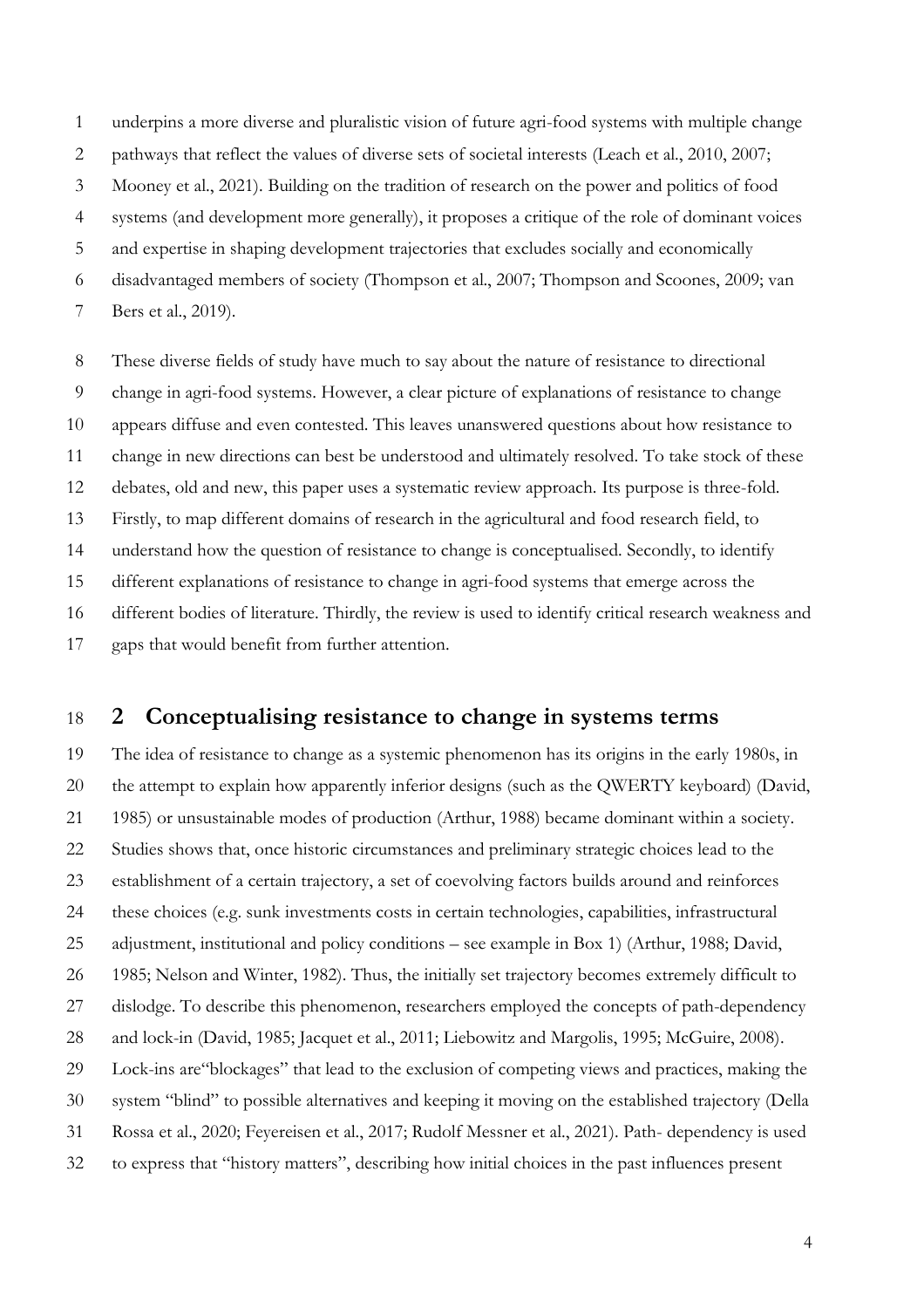underpins a more diverse and pluralistic vision of future agri-food systems with multiple change pathways that reflect the values of diverse sets of societal interests (Leach et al., 2010, 2007; Mooney et al., 2021). Building on the tradition of research on the power and politics of food systems (and development more generally), it proposes a critique of the role of dominant voices and expertise in shaping development trajectories that excludes socially and economically disadvantaged members of society (Thompson et al., 2007; Thompson and Scoones, 2009; van Bers et al., 2019).

These diverse fields of study have much to say about the nature of resistance to directional change in agri-food systems. However, a clear picture of explanations of resistance to change appears diffuse and even contested. This leaves unanswered questions about how resistance to change in new directions can best be understood and ultimately resolved. To take stock of these debates, old and new, this paper uses a systematic review approach. Its purpose is three-fold. Firstly, to map different domains of research in the agricultural and food research field, to understand how the question of resistance to change is conceptualised. Secondly, to identify different explanations of resistance to change in agri-food systems that emerge across the different bodies of literature. Thirdly, the review is used to identify critical research weakness and gaps that would benefit from further attention.

## 2 Conceptualising resistance to change in systems terms

The idea of resistance to change as a systemic phenomenon has its origins in the early 1980s, in the attempt to explain how apparently inferior designs (such as the QWERTY keyboard) (David, 1985) or unsustainable modes of production (Arthur, 1988) became dominant within a society. Studies shows that, once historic circumstances and preliminary strategic choices lead to the establishment of a certain trajectory, a set of coevolving factors builds around and reinforces these choices (e.g. sunk investments costs in certain technologies, capabilities, infrastructural adjustment, institutional and policy conditions – see example in Box 1) (Arthur, 1988; David, 1985; Nelson and Winter, 1982). Thus, the initially set trajectory becomes extremely difficult to dislodge. To describe this phenomenon, researchers employed the concepts of path-dependency and lock-in (David, 1985; Jacquet et al., 2011; Liebowitz and Margolis, 1995; McGuire, 2008). Lock-ins are"blockages" that lead to the exclusion of competing views and practices, making the system "blind" to possible alternatives and keeping it moving on the established trajectory (Della Rossa et al., 2020; Feyereisen et al., 2017; Rudolf Messner et al., 2021). Path- dependency is used to express that "history matters", describing how initial choices in the past influences present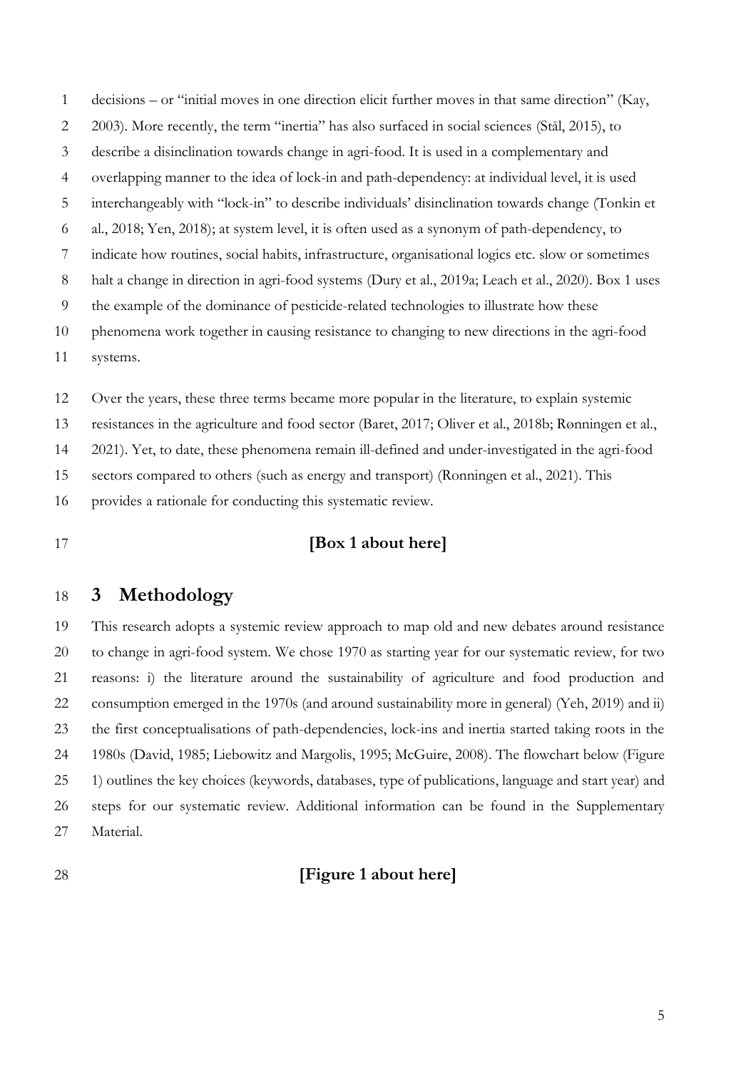decisions – or "initial moves in one direction elicit further moves in that same direction" (Kay, 2003). More recently, the term "inertia" has also surfaced in social sciences (Stål, 2015), to describe a disinclination towards change in agri-food. It is used in a complementary and overlapping manner to the idea of lock-in and path-dependency: at individual level, it is used interchangeably with "lock-in" to describe individuals' disinclination towards change (Tonkin et al., 2018; Yen, 2018); at system level, it is often used as a synonym of path-dependency, to indicate how routines, social habits, infrastructure, organisational logics etc. slow or sometimes halt a change in direction in agri-food systems (Dury et al., 2019a; Leach et al., 2020). Box 1 uses the example of the dominance of pesticide-related technologies to illustrate how these phenomena work together in causing resistance to changing to new directions in the agri-food systems.

Over the years, these three terms became more popular in the literature, to explain systemic resistances in the agriculture and food sector (Baret, 2017; Oliver et al., 2018b; Rønningen et al., 2021). Yet, to date, these phenomena remain ill-defined and under-investigated in the agri-food sectors compared to others (such as energy and transport) (Ronningen et al., 2021). This provides a rationale for conducting this systematic review.

**[Box 1 about here]**

# 3 Methodology

This research adopts a systemic review approach to map old and new debates around resistance to change in agri-food system. We chose 1970 as starting year for our systematic review, for two reasons: i) the literature around the sustainability of agriculture and food production and consumption emerged in the 1970s (and around sustainability more in general) (Yeh, 2019) and ii) the first conceptualisations of path-dependencies, lock-ins and inertia started taking roots in the 1980s (David, 1985; Liebowitz and Margolis, 1995; McGuire, 2008). The flowchart below (Figure 1) outlines the key choices (keywords, databases, type of publications, language and start year) and steps for our systematic review. Additional information can be found in the Supplementary Material.

**[Figure 1 about here]**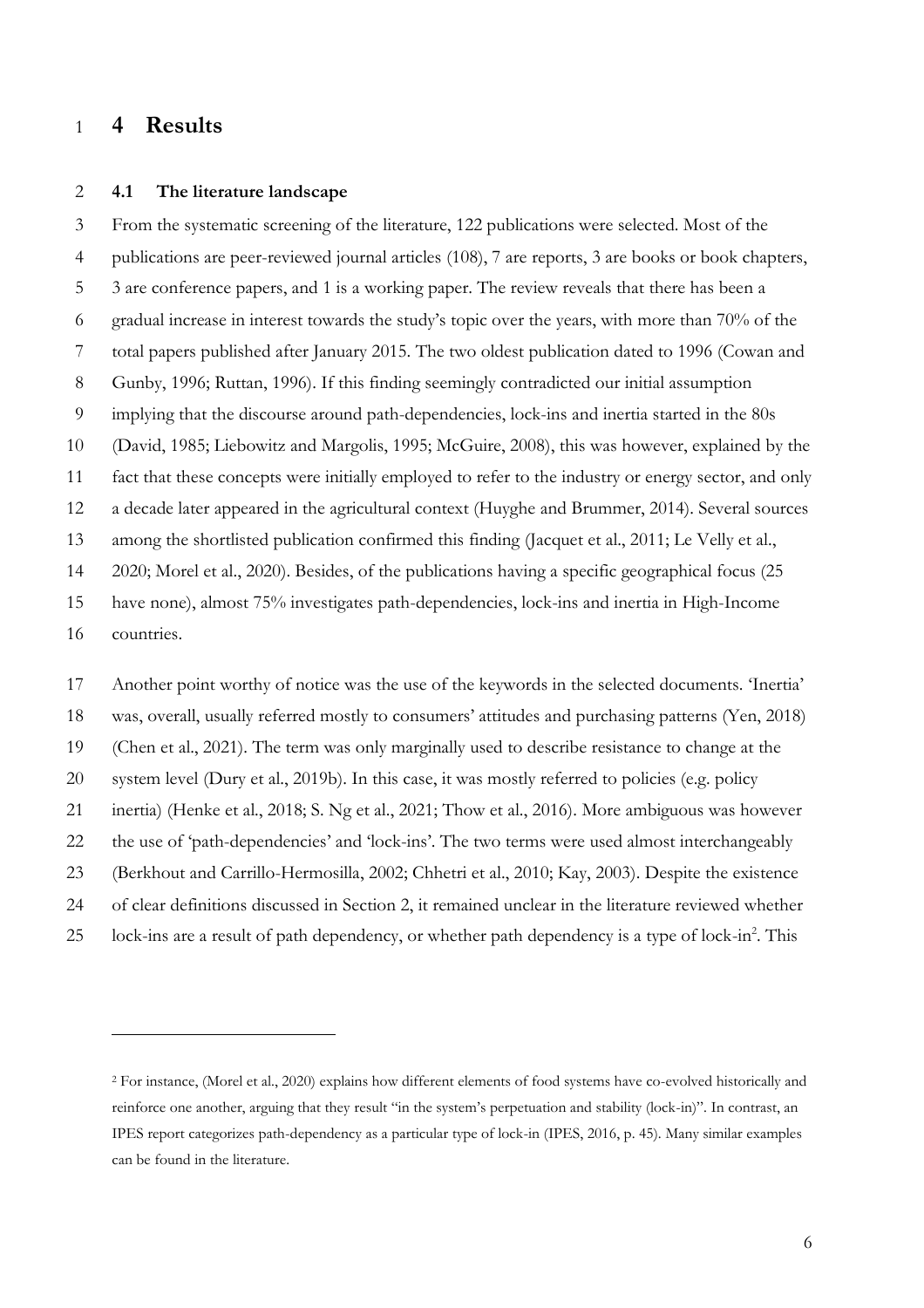# 4 Results

## 4.1 The literature landscape

From the systematic screening of the literature, 122 publications were selected. Most of the publications are peer-reviewed journal articles (108), 7 are reports, 3 are books or book chapters, 3 are conference papers, and 1 is a working paper. The review reveals that there has been a gradual increase in interest towards the study's topic over the years, with more than 70% of the total papers published after January 2015. The two oldest publication dated to 1996 (Cowan and Gunby, 1996; Ruttan, 1996). If this finding seemingly contradicted our initial assumption implying that the discourse around path-dependencies, lock-ins and inertia started in the 80s (David, 1985; Liebowitz and Margolis, 1995; McGuire, 2008), this was however, explained by the fact that these concepts were initially employed to refer to the industry or energy sector, and only a decade later appeared in the agricultural context (Huyghe and Brummer, 2014). Several sources among the shortlisted publication confirmed this finding (Jacquet et al., 2011; Le Velly et al., 2020; Morel et al., 2020). Besides, of the publications having a specific geographical focus (25 have none), almost 75% investigates path-dependencies, lock-ins and inertia in High-Income countries.

Another point worthy of notice was the use of the keywords in the selected documents. 'Inertia' was, overall, usually referred mostly to consumers' attitudes and purchasing patterns (Yen, 2018) (Chen et al., 2021). The term was only marginally used to describe resistance to change at the system level (Dury et al., 2019b). In this case, it was mostly referred to policies (e.g. policy inertia) (Henke et al., 2018; S. Ng et al., 2021; Thow et al., 2016). More ambiguous was however the use of 'path-dependencies' and 'lock-ins'. The two terms were used almost interchangeably (Berkhout and Carrillo-Hermosilla, 2002; Chhetri et al., 2010; Kay, 2003). Despite the existence of clear definitions discussed in Section 2, it remained unclear in the literature reviewed whether lock-ins are a result of path dependency, or whether path dependency is a type of lock-in[2]. This

[2] For instance, (Morel et al., 2020) explains how different elements of food systems have co-evolved historically and reinforce one another, arguing that they result "in the system's perpetuation and stability (lock-in)". In contrast, an IPES report categorizes path-dependency as a particular type of lock-in (IPES, 2016, p. 45). Many similar examples can be found in the literature.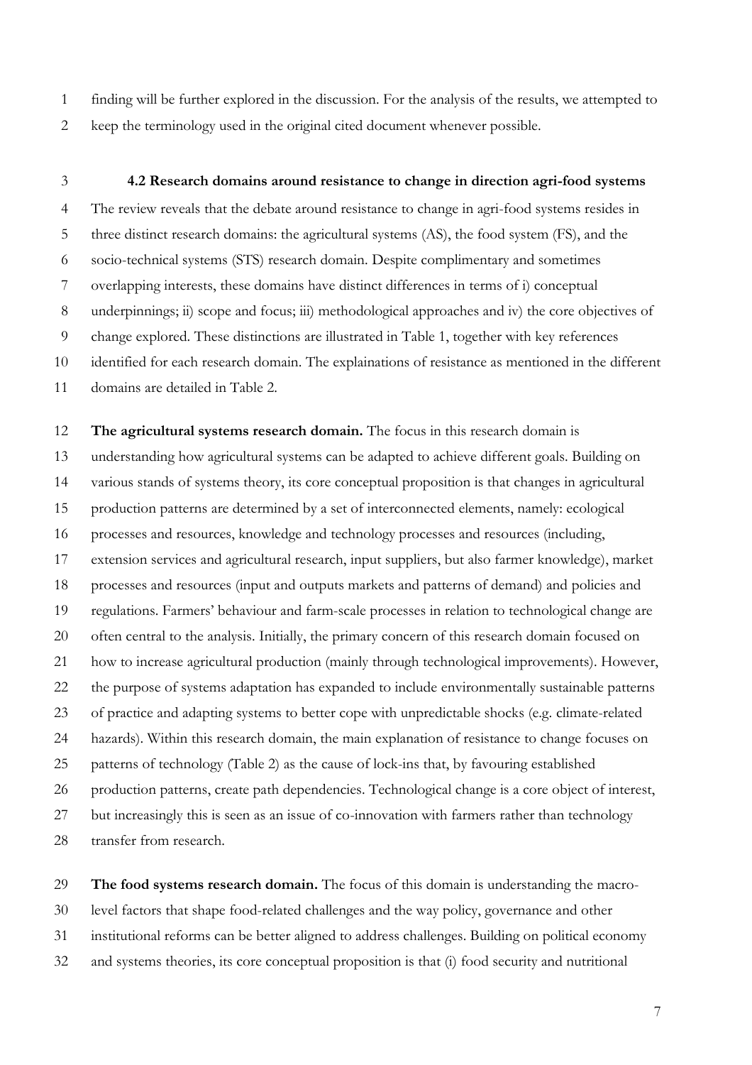finding will be further explored in the discussion. For the analysis of the results, we attempted to keep the terminology used in the original cited document whenever possible.

### 4.2 Research domains around resistance to change in direction agri-food systems

The review reveals that the debate around resistance to change in agri-food systems resides in three distinct research domains: the agricultural systems (AS), the food system (FS), and the socio-technical systems (STS) research domain. Despite complimentary and sometimes overlapping interests, these domains have distinct differences in terms of i) conceptual underpinnings; ii) scope and focus; iii) methodological approaches and iv) the core objectives of change explored. These distinctions are illustrated in Table 1, together with key references identified for each research domain. The explainations of resistance as mentioned in the different domains are detailed in Table 2.

**The agricultural systems research domain.** The focus in this research domain is understanding how agricultural systems can be adapted to achieve different goals. Building on various stands of systems theory, its core conceptual proposition is that changes in agricultural production patterns are determined by a set of interconnected elements, namely: ecological processes and resources, knowledge and technology processes and resources (including, extension services and agricultural research, input suppliers, but also farmer knowledge), market processes and resources (input and outputs markets and patterns of demand) and policies and regulations. Farmers' behaviour and farm-scale processes in relation to technological change are often central to the analysis. Initially, the primary concern of this research domain focused on how to increase agricultural production (mainly through technological improvements). However, the purpose of systems adaptation has expanded to include environmentally sustainable patterns of practice and adapting systems to better cope with unpredictable shocks (e.g. climate-related hazards). Within this research domain, the main explanation of resistance to change focuses on patterns of technology (Table 2) as the cause of lock-ins that, by favouring established production patterns, create path dependencies. Technological change is a core object of interest, but increasingly this is seen as an issue of co-innovation with farmers rather than technology transfer from research.

**The food systems research domain.** The focus of this domain is understanding the macro-level factors that shape food-related challenges and the way policy, governance and other institutional reforms can be better aligned to address challenges. Building on political economy and systems theories, its core conceptual proposition is that (i) food security and nutritional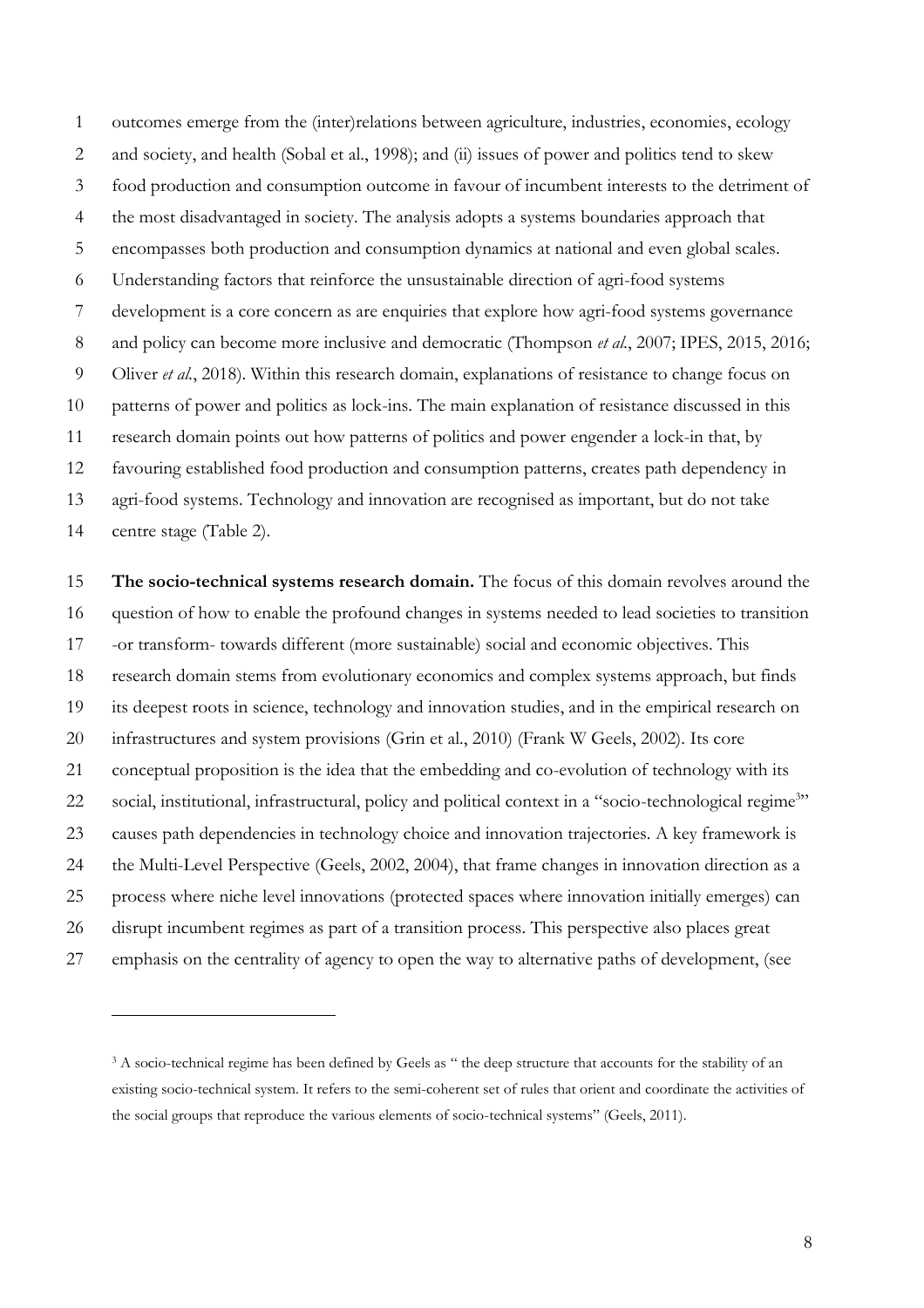outcomes emerge from the (inter)relations between agriculture, industries, economies, ecology and society, and health (Sobal et al., 1998); and (ii) issues of power and politics tend to skew food production and consumption outcome in favour of incumbent interests to the detriment of the most disadvantaged in society. The analysis adopts a systems boundaries approach that encompasses both production and consumption dynamics at national and even global scales. Understanding factors that reinforce the unsustainable direction of agri-food systems development is a core concern as are enquiries that explore how agri-food systems governance and policy can become more inclusive and democratic (Thompson *et al.*, 2007; IPES, 2015, 2016; Oliver *et al.*, 2018). Within this research domain, explanations of resistance to change focus on patterns of power and politics as lock-ins. The main explanation of resistance discussed in this research domain points out how patterns of politics and power engender a lock-in that, by favouring established food production and consumption patterns, creates path dependency in agri-food systems. Technology and innovation are recognised as important, but do not take centre stage (Table 2).

**The socio-technical systems research domain.** The focus of this domain revolves around the question of how to enable the profound changes in systems needed to lead societies to transition -or transform- towards different (more sustainable) social and economic objectives. This research domain stems from evolutionary economics and complex systems approach, but finds its deepest roots in science, technology and innovation studies, and in the empirical research on infrastructures and system provisions (Grin et al., 2010) (Frank W Geels, 2002). Its core conceptual proposition is the idea that the embedding and co-evolution of technology with its social, institutional, infrastructural, policy and political context in a "socio-technological regime[3]" causes path dependencies in technology choice and innovation trajectories. A key framework is the Multi-Level Perspective (Geels, 2002, 2004), that frame changes in innovation direction as a process where niche level innovations (protected spaces where innovation initially emerges) can disrupt incumbent regimes as part of a transition process. This perspective also places great emphasis on the centrality of agency to open the way to alternative paths of development, (see

---

[3] A socio-technical regime has been defined by Geels as " the deep structure that accounts for the stability of an existing socio-technical system. It refers to the semi-coherent set of rules that orient and coordinate the activities of the social groups that reproduce the various elements of socio-technical systems" (Geels, 2011).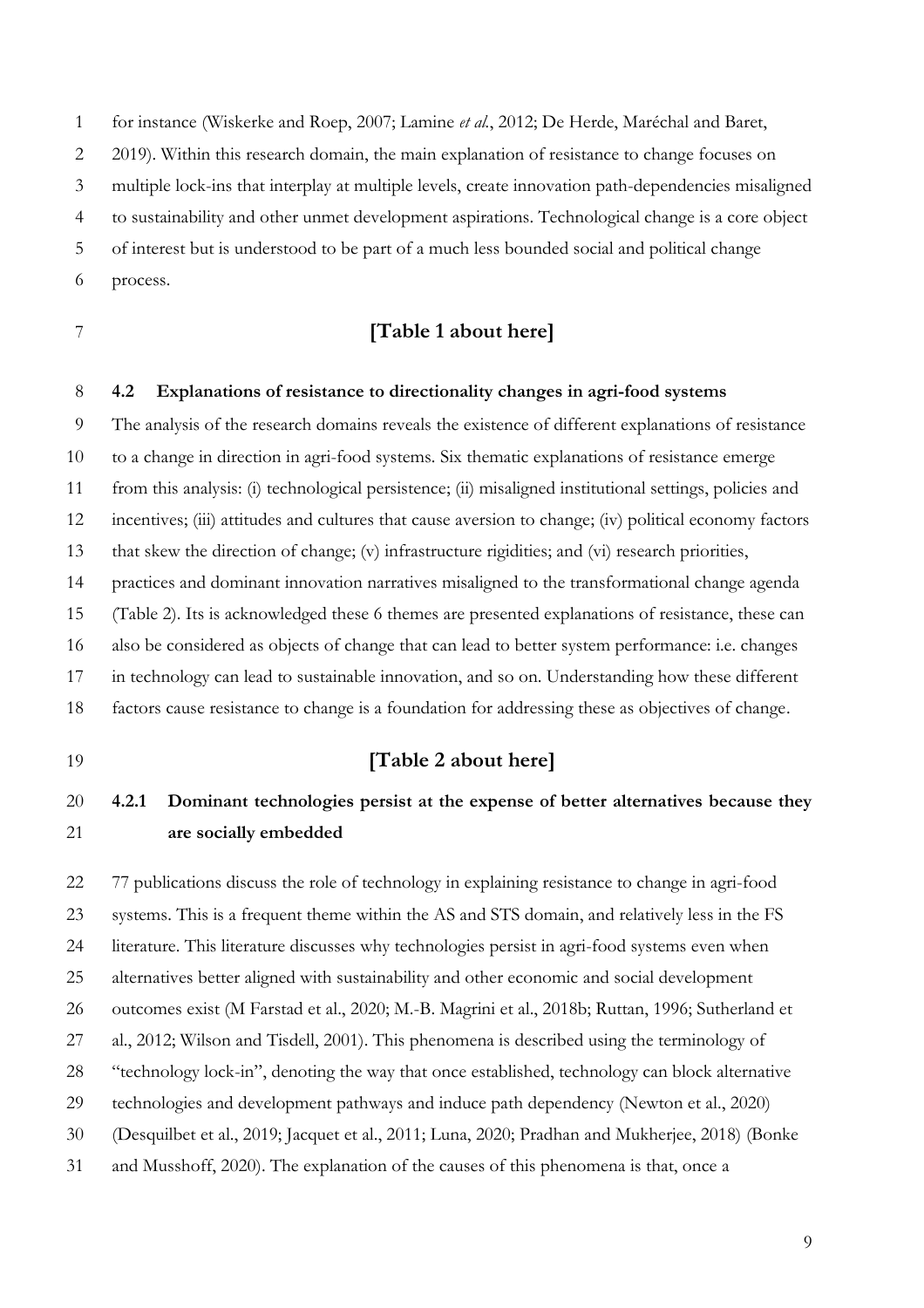for instance (Wiskerke and Roep, 2007; Lamine *et al.*, 2012; De Herde, Maréchal and Baret, 2019). Within this research domain, the main explanation of resistance to change focuses on multiple lock-ins that interplay at multiple levels, create innovation path-dependencies misaligned to sustainability and other unmet development aspirations. Technological change is a core object of interest but is understood to be part of a much less bounded social and political change process.

**[Table 1 about here]**

### 4.2 Explanations of resistance to directionality changes in agri-food systems

The analysis of the research domains reveals the existence of different explanations of resistance to a change in direction in agri-food systems. Six thematic explanations of resistance emerge from this analysis: (i) technological persistence; (ii) misaligned institutional settings, policies and incentives; (iii) attitudes and cultures that cause aversion to change; (iv) political economy factors that skew the direction of change; (v) infrastructure rigidities; and (vi) research priorities, practices and dominant innovation narratives misaligned to the transformational change agenda (Table 2). Its is acknowledged these 6 themes are presented explanations of resistance, these can also be considered as objects of change that can lead to better system performance: i.e. changes in technology can lead to sustainable innovation, and so on. Understanding how these different factors cause resistance to change is a foundation for addressing these as objectives of change.

**[Table 2 about here]**

#### 4.2.1 Dominant technologies persist at the expense of better alternatives because they are socially embedded

77 publications discuss the role of technology in explaining resistance to change in agri-food systems. This is a frequent theme within the AS and STS domain, and relatively less in the FS literature. This literature discusses why technologies persist in agri-food systems even when alternatives better aligned with sustainability and other economic and social development outcomes exist (M Farstad et al., 2020; M.-B. Magrini et al., 2018b; Ruttan, 1996; Sutherland et al., 2012; Wilson and Tisdell, 2001). This phenomena is described using the terminology of "technology lock-in", denoting the way that once established, technology can block alternative technologies and development pathways and induce path dependency (Newton et al., 2020) (Desquilbet et al., 2019; Jacquet et al., 2011; Luna, 2020; Pradhan and Mukherjee, 2018) (Bonke and Musshoff, 2020). The explanation of the causes of this phenomena is that, once a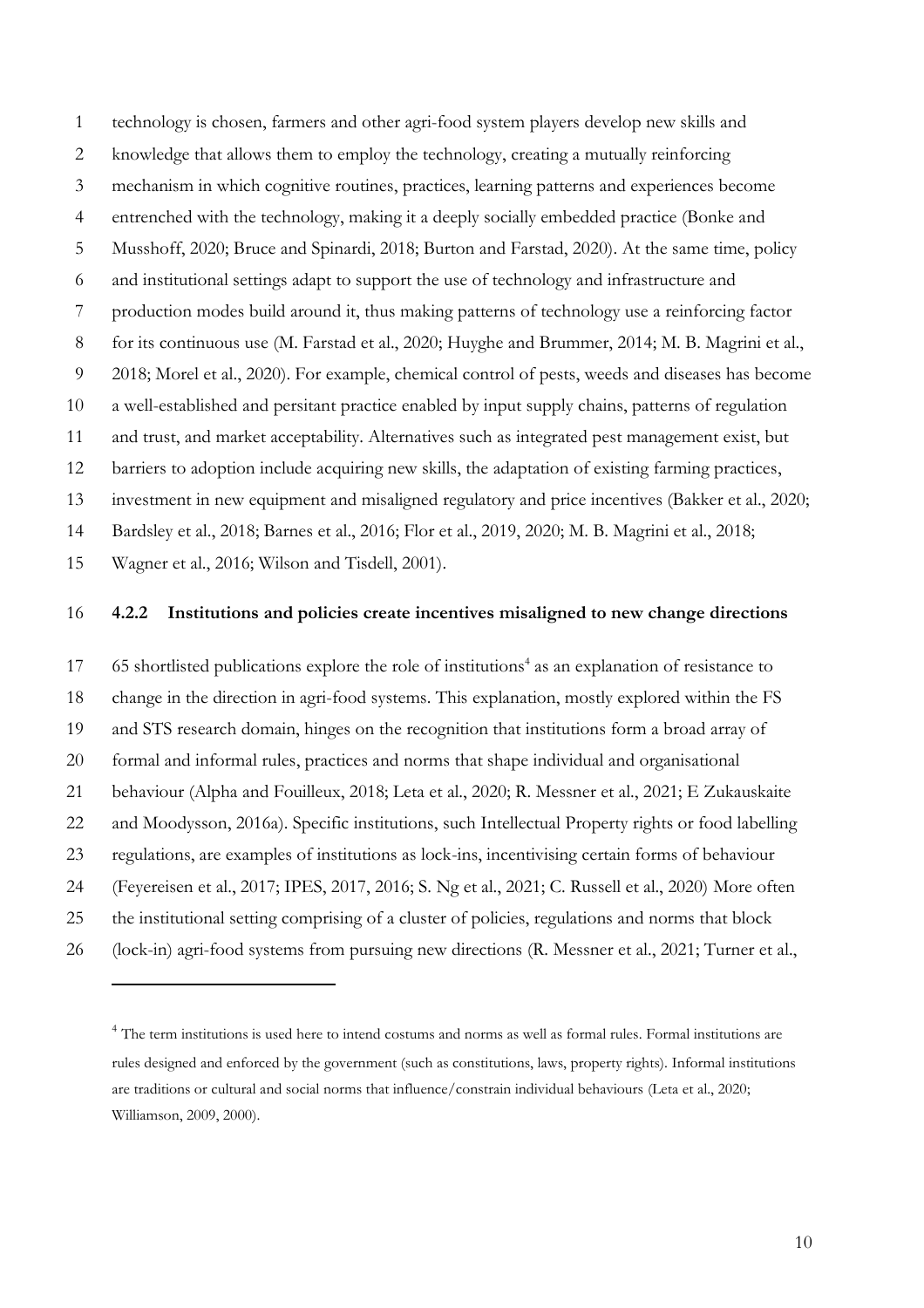technology is chosen, farmers and other agri-food system players develop new skills and knowledge that allows them to employ the technology, creating a mutually reinforcing mechanism in which cognitive routines, practices, learning patterns and experiences become entrenched with the technology, making it a deeply socially embedded practice (Bonke and Musshoff, 2020; Bruce and Spinardi, 2018; Burton and Farstad, 2020). At the same time, policy and institutional settings adapt to support the use of technology and infrastructure and production modes build around it, thus making patterns of technology use a reinforcing factor for its continuous use (M. Farstad et al., 2020; Huyghe and Brummer, 2014; M. B. Magrini et al., 2018; Morel et al., 2020). For example, chemical control of pests, weeds and diseases has become a well-established and persitant practice enabled by input supply chains, patterns of regulation and trust, and market acceptability. Alternatives such as integrated pest management exist, but barriers to adoption include acquiring new skills, the adaptation of existing farming practices, investment in new equipment and misaligned regulatory and price incentives (Bakker et al., 2020; Bardsley et al., 2018; Barnes et al., 2016; Flor et al., 2019, 2020; M. B. Magrini et al., 2018; Wagner et al., 2016; Wilson and Tisdell, 2001).

### 4.2.2 Institutions and policies create incentives misaligned to new change directions

65 shortlisted publications explore the role of institutions[4] as an explanation of resistance to change in the direction in agri-food systems. This explanation, mostly explored within the FS and STS research domain, hinges on the recognition that institutions form a broad array of formal and informal rules, practices and norms that shape individual and organisational behaviour (Alpha and Fouilleux, 2018; Leta et al., 2020; R. Messner et al., 2021; E Zukauskaite and Moodysson, 2016a). Specific institutions, such Intellectual Property rights or food labelling regulations, are examples of institutions as lock-ins, incentivising certain forms of behaviour (Feyereisen et al., 2017; IPES, 2017, 2016; S. Ng et al., 2021; C. Russell et al., 2020) More often the institutional setting comprising of a cluster of policies, regulations and norms that block (lock-in) agri-food systems from pursuing new directions (R. Messner et al., 2021; Turner et al.,

[4] The term institutions is used here to intend costums and norms as well as formal rules. Formal institutions are rules designed and enforced by the government (such as constitutions, laws, property rights). Informal institutions are traditions or cultural and social norms that influence/constrain individual behaviours (Leta et al., 2020; Williamson, 2009, 2000).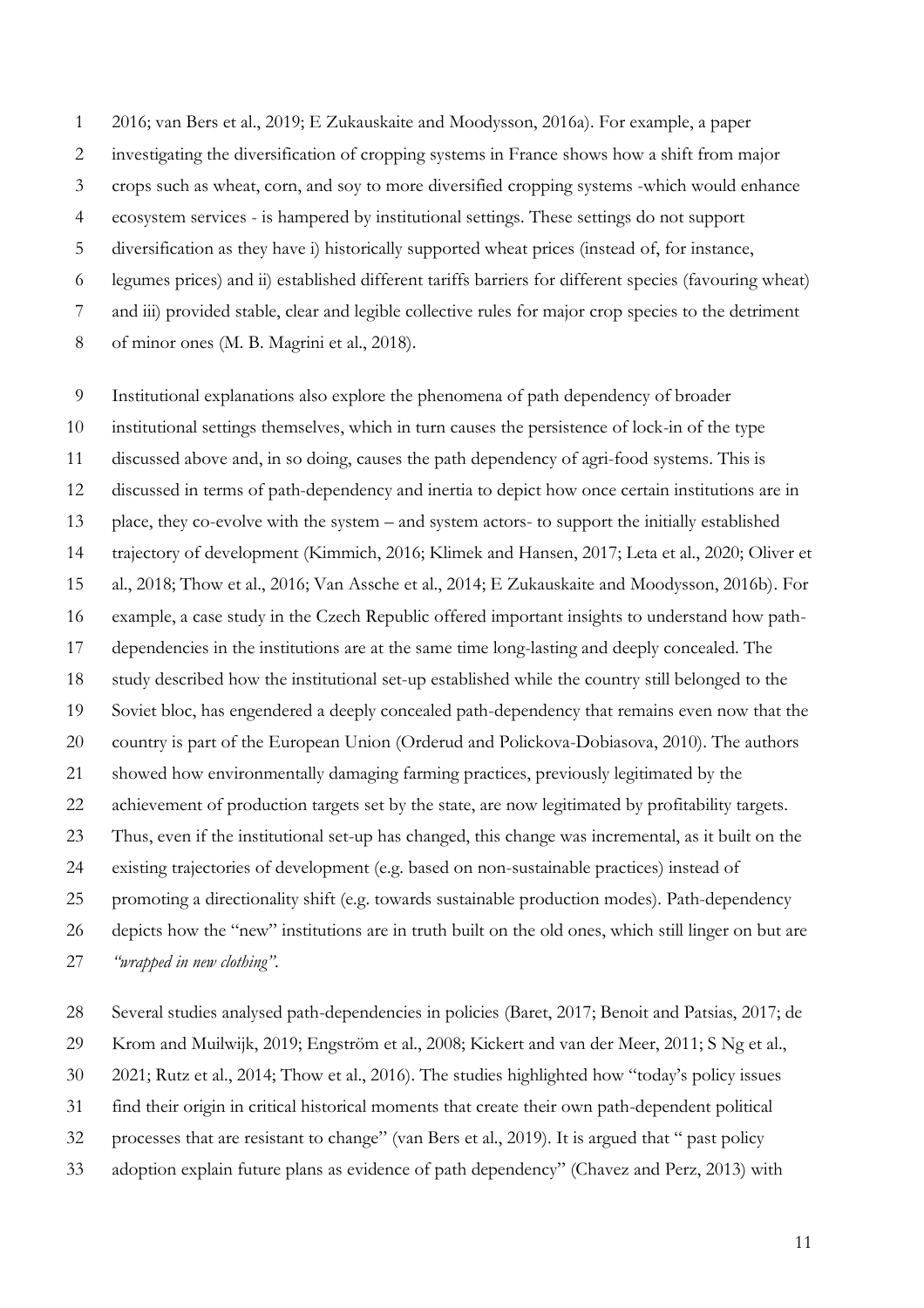2016; van Bers et al., 2019; E Zukauskaite and Moodysson, 2016a). For example, a paper investigating the diversification of cropping systems in France shows how a shift from major crops such as wheat, corn, and soy to more diversified cropping systems -which would enhance ecosystem services - is hampered by institutional settings. These settings do not support diversification as they have i) historically supported wheat prices (instead of, for instance, legumes prices) and ii) established different tariffs barriers for different species (favouring wheat) and iii) provided stable, clear and legible collective rules for major crop species to the detriment of minor ones (M. B. Magrini et al., 2018).

Institutional explanations also explore the phenomena of path dependency of broader institutional settings themselves, which in turn causes the persistence of lock-in of the type discussed above and, in so doing, causes the path dependency of agri-food systems. This is discussed in terms of path-dependency and inertia to depict how once certain institutions are in place, they co-evolve with the system – and system actors- to support the initially established trajectory of development (Kimmich, 2016; Klimek and Hansen, 2017; Leta et al., 2020; Oliver et al., 2018; Thow et al., 2016; Van Assche et al., 2014; E Zukauskaite and Moodysson, 2016b). For example, a case study in the Czech Republic offered important insights to understand how path-dependencies in the institutions are at the same time long-lasting and deeply concealed. The study described how the institutional set-up established while the country still belonged to the Soviet bloc, has engendered a deeply concealed path-dependency that remains even now that the country is part of the European Union (Orderud and Polickova-Dobiasova, 2010). The authors showed how environmentally damaging farming practices, previously legitimated by the achievement of production targets set by the state, are now legitimated by profitability targets. Thus, even if the institutional set-up has changed, this change was incremental, as it built on the existing trajectories of development (e.g. based on non-sustainable practices) instead of promoting a directionality shift (e.g. towards sustainable production modes). Path-dependency depicts how the "new" institutions are in truth built on the old ones, which still linger on but are *"wrapped in new clothing"*.

Several studies analysed path-dependencies in policies (Baret, 2017; Benoit and Patsias, 2017; de Krom and Muilwijk, 2019; Engström et al., 2008; Kickert and van der Meer, 2011; S Ng et al., 2021; Rutz et al., 2014; Thow et al., 2016). The studies highlighted how "today's policy issues find their origin in critical historical moments that create their own path-dependent political processes that are resistant to change" (van Bers et al., 2019). It is argued that " past policy adoption explain future plans as evidence of path dependency" (Chavez and Perz, 2013) with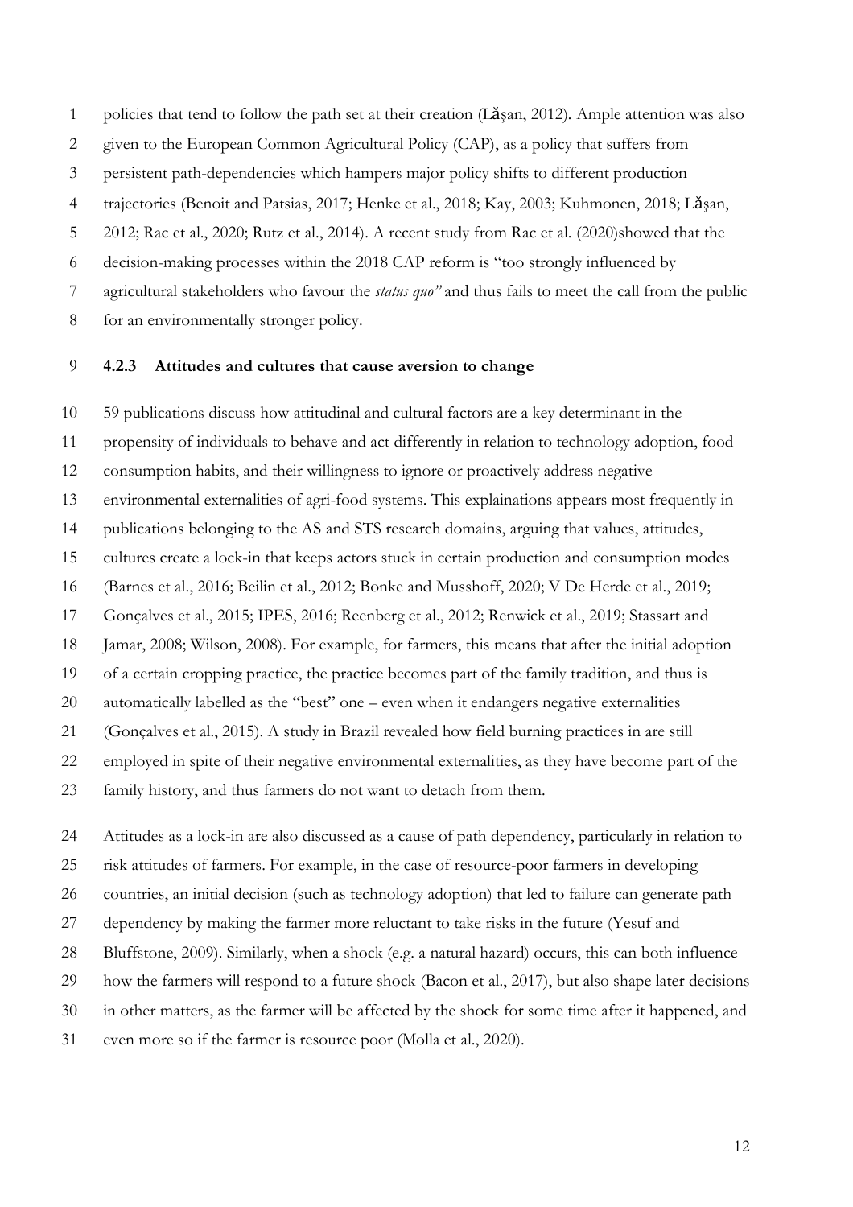policies that tend to follow the path set at their creation (Lăşan, 2012). Ample attention was also given to the European Common Agricultural Policy (CAP), as a policy that suffers from persistent path-dependencies which hampers major policy shifts to different production trajectories (Benoit and Patsias, 2017; Henke et al., 2018; Kay, 2003; Kuhmonen, 2018; Lăşan, 2012; Rac et al., 2020; Rutz et al., 2014). A recent study from Rac et al. (2020)showed that the decision-making processes within the 2018 CAP reform is "too strongly influenced by agricultural stakeholders who favour the *status quo"* and thus fails to meet the call from the public for an environmentally stronger policy.

### 4.2.3 Attitudes and cultures that cause aversion to change

59 publications discuss how attitudinal and cultural factors are a key determinant in the propensity of individuals to behave and act differently in relation to technology adoption, food consumption habits, and their willingness to ignore or proactively address negative environmental externalities of agri-food systems. This explainations appears most frequently in publications belonging to the AS and STS research domains, arguing that values, attitudes, cultures create a lock-in that keeps actors stuck in certain production and consumption modes (Barnes et al., 2016; Beilin et al., 2012; Bonke and Musshoff, 2020; V De Herde et al., 2019; Gonçalves et al., 2015; IPES, 2016; Reenberg et al., 2012; Renwick et al., 2019; Stassart and Jamar, 2008; Wilson, 2008). For example, for farmers, this means that after the initial adoption of a certain cropping practice, the practice becomes part of the family tradition, and thus is automatically labelled as the "best" one – even when it endangers negative externalities (Gonçalves et al., 2015). A study in Brazil revealed how field burning practices in are still employed in spite of their negative environmental externalities, as they have become part of the family history, and thus farmers do not want to detach from them.

Attitudes as a lock-in are also discussed as a cause of path dependency, particularly in relation to risk attitudes of farmers. For example, in the case of resource-poor farmers in developing countries, an initial decision (such as technology adoption) that led to failure can generate path dependency by making the farmer more reluctant to take risks in the future (Yesuf and Bluffstone, 2009). Similarly, when a shock (e.g. a natural hazard) occurs, this can both influence how the farmers will respond to a future shock (Bacon et al., 2017), but also shape later decisions in other matters, as the farmer will be affected by the shock for some time after it happened, and even more so if the farmer is resource poor (Molla et al., 2020).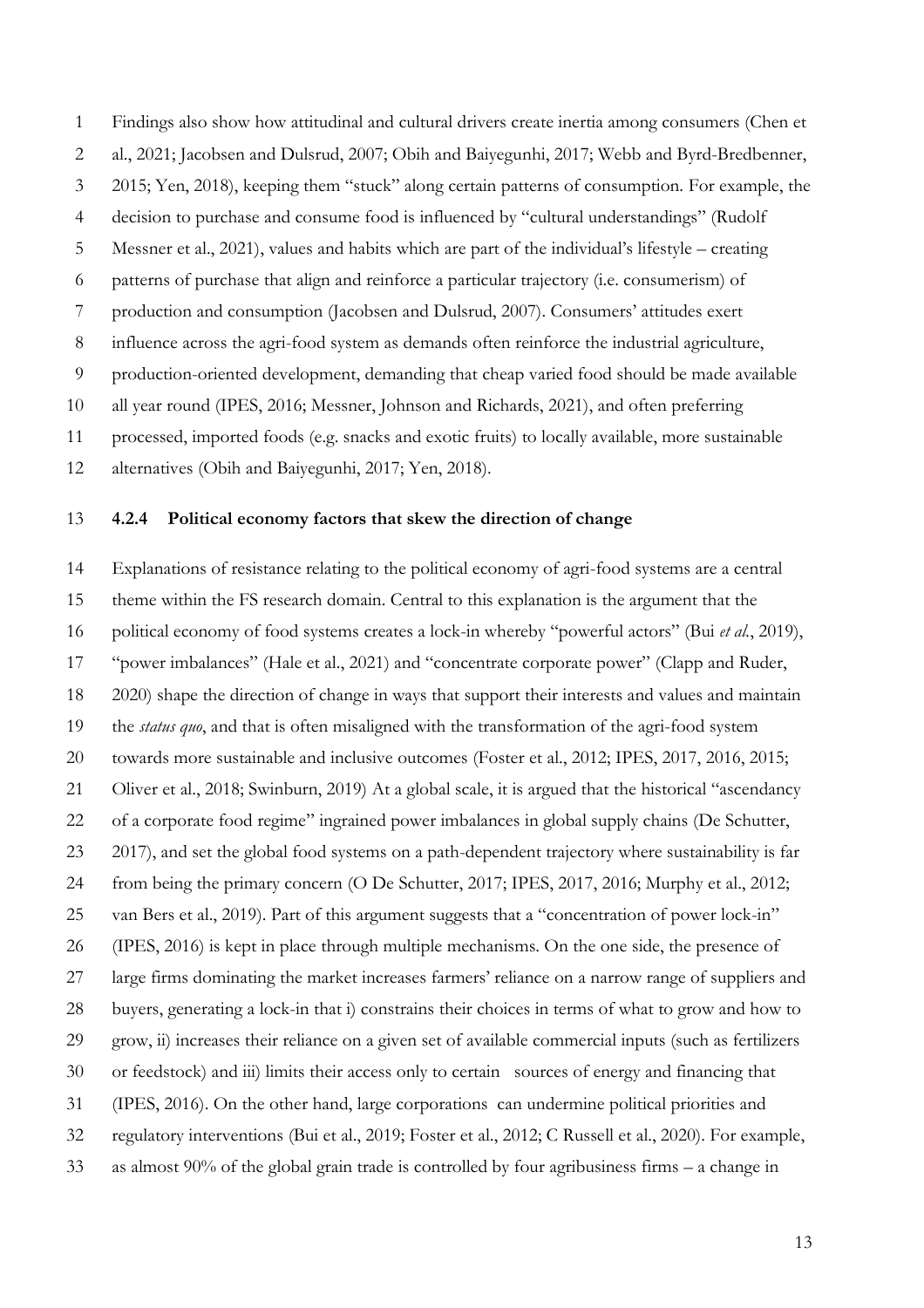Findings also show how attitudinal and cultural drivers create inertia among consumers (Chen et al., 2021; Jacobsen and Dulsrud, 2007; Obih and Baiyegunhi, 2017; Webb and Byrd-Bredbenner, 2015; Yen, 2018), keeping them "stuck" along certain patterns of consumption. For example, the decision to purchase and consume food is influenced by "cultural understandings" (Rudolf Messner et al., 2021), values and habits which are part of the individual's lifestyle – creating patterns of purchase that align and reinforce a particular trajectory (i.e. consumerism) of production and consumption (Jacobsen and Dulsrud, 2007). Consumers' attitudes exert influence across the agri-food system as demands often reinforce the industrial agriculture, production-oriented development, demanding that cheap varied food should be made available all year round (IPES, 2016; Messner, Johnson and Richards, 2021), and often preferring processed, imported foods (e.g. snacks and exotic fruits) to locally available, more sustainable alternatives (Obih and Baiyegunhi, 2017; Yen, 2018).

#### 4.2.4 Political economy factors that skew the direction of change

Explanations of resistance relating to the political economy of agri-food systems are a central theme within the FS research domain. Central to this explanation is the argument that the political economy of food systems creates a lock-in whereby "powerful actors" (Bui *et al.*, 2019), "power imbalances" (Hale et al., 2021) and "concentrate corporate power" (Clapp and Ruder, 2020) shape the direction of change in ways that support their interests and values and maintain the *status quo*, and that is often misaligned with the transformation of the agri-food system towards more sustainable and inclusive outcomes (Foster et al., 2012; IPES, 2017, 2016, 2015; Oliver et al., 2018; Swinburn, 2019) At a global scale, it is argued that the historical "ascendancy of a corporate food regime" ingrained power imbalances in global supply chains (De Schutter, 2017), and set the global food systems on a path-dependent trajectory where sustainability is far from being the primary concern (O De Schutter, 2017; IPES, 2017, 2016; Murphy et al., 2012; van Bers et al., 2019). Part of this argument suggests that a "concentration of power lock-in" (IPES, 2016) is kept in place through multiple mechanisms. On the one side, the presence of large firms dominating the market increases farmers' reliance on a narrow range of suppliers and buyers, generating a lock-in that i) constrains their choices in terms of what to grow and how to grow, ii) increases their reliance on a given set of available commercial inputs (such as fertilizers or feedstock) and iii) limits their access only to certain sources of energy and financing that (IPES, 2016). On the other hand, large corporations can undermine political priorities and regulatory interventions (Bui et al., 2019; Foster et al., 2012; C Russell et al., 2020). For example, as almost 90% of the global grain trade is controlled by four agribusiness firms – a change in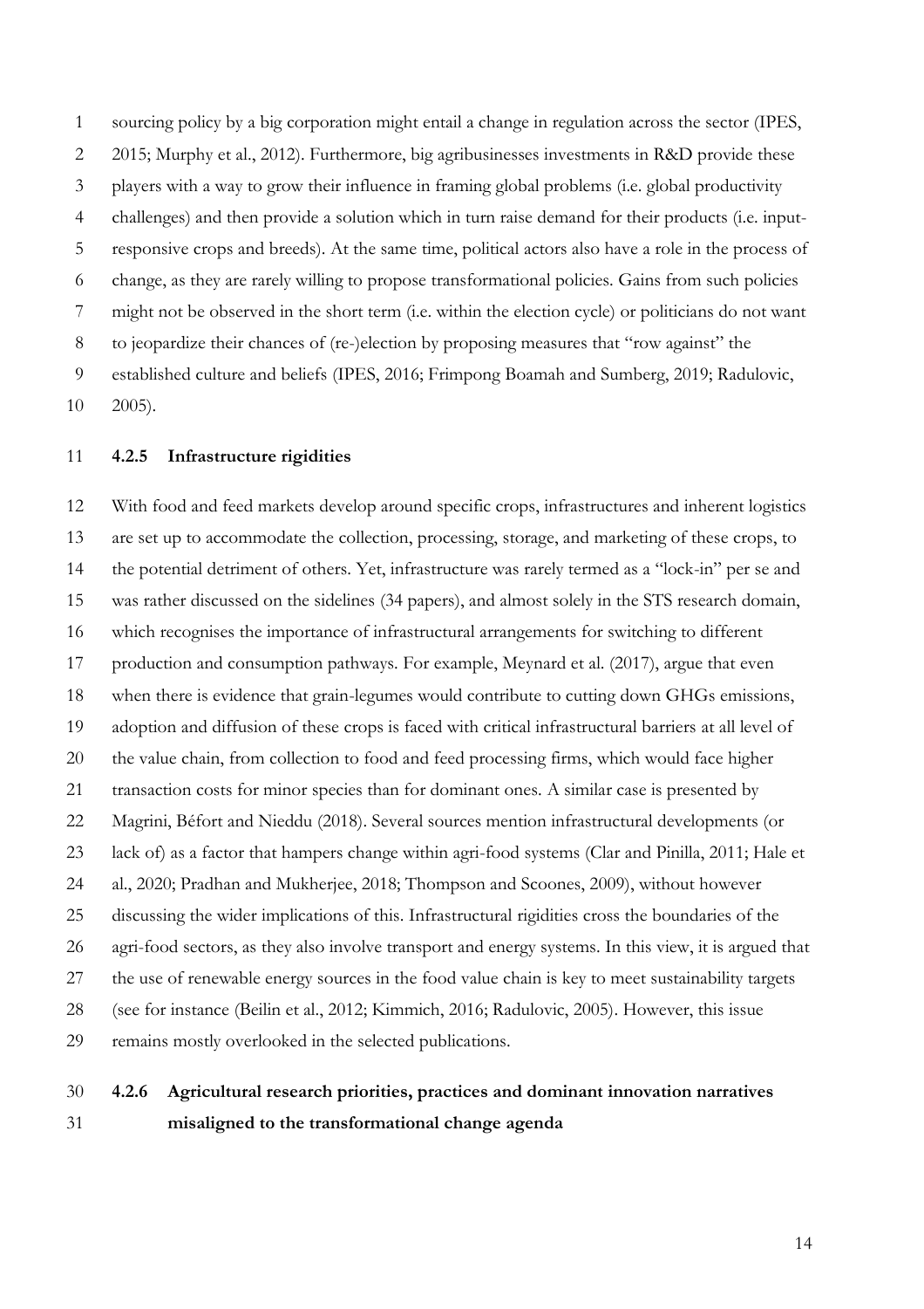sourcing policy by a big corporation might entail a change in regulation across the sector (IPES, 2015; Murphy et al., 2012). Furthermore, big agribusinesses investments in R&D provide these players with a way to grow their influence in framing global problems (i.e. global productivity challenges) and then provide a solution which in turn raise demand for their products (i.e. input-responsive crops and breeds). At the same time, political actors also have a role in the process of change, as they are rarely willing to propose transformational policies. Gains from such policies might not be observed in the short term (i.e. within the election cycle) or politicians do not want to jeopardize their chances of (re-)election by proposing measures that "row against" the established culture and beliefs (IPES, 2016; Frimpong Boamah and Sumberg, 2019; Radulovic, 2005).

### 4.2.5 Infrastructure rigidities

With food and feed markets develop around specific crops, infrastructures and inherent logistics are set up to accommodate the collection, processing, storage, and marketing of these crops, to the potential detriment of others. Yet, infrastructure was rarely termed as a "lock-in" per se and was rather discussed on the sidelines (34 papers), and almost solely in the STS research domain, which recognises the importance of infrastructural arrangements for switching to different production and consumption pathways. For example, Meynard et al. (2017), argue that even when there is evidence that grain-legumes would contribute to cutting down GHGs emissions, adoption and diffusion of these crops is faced with critical infrastructural barriers at all level of the value chain, from collection to food and feed processing firms, which would face higher transaction costs for minor species than for dominant ones. A similar case is presented by Magrini, Béfort and Nieddu (2018). Several sources mention infrastructural developments (or lack of) as a factor that hampers change within agri-food systems (Clar and Pinilla, 2011; Hale et al., 2020; Pradhan and Mukherjee, 2018; Thompson and Scoones, 2009), without however discussing the wider implications of this. Infrastructural rigidities cross the boundaries of the agri-food sectors, as they also involve transport and energy systems. In this view, it is argued that the use of renewable energy sources in the food value chain is key to meet sustainability targets (see for instance (Beilin et al., 2012; Kimmich, 2016; Radulovic, 2005). However, this issue remains mostly overlooked in the selected publications.

### 4.2.6 Agricultural research priorities, practices and dominant innovation narratives misaligned to the transformational change agenda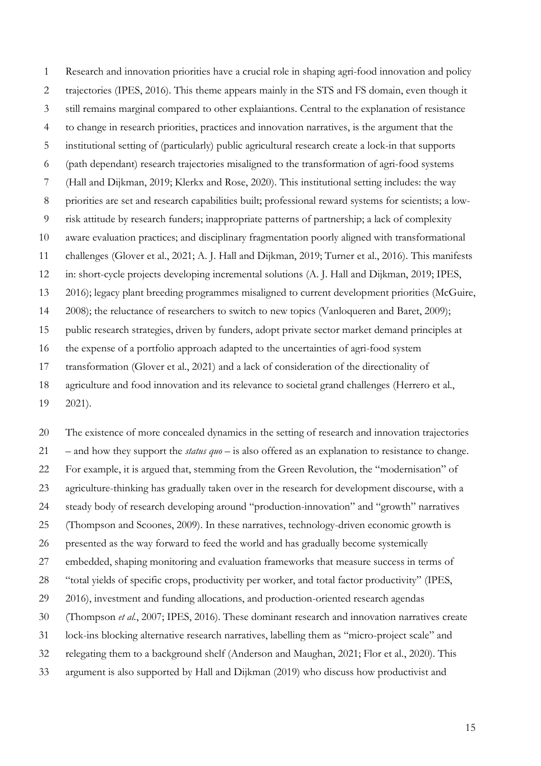Research and innovation priorities have a crucial role in shaping agri-food innovation and policy trajectories (IPES, 2016). This theme appears mainly in the STS and FS domain, even though it still remains marginal compared to other explaiantions. Central to the explanation of resistance to change in research priorities, practices and innovation narratives, is the argument that the institutional setting of (particularly) public agricultural research create a lock-in that supports (path dependant) research trajectories misaligned to the transformation of agri-food systems (Hall and Dijkman, 2019; Klerkx and Rose, 2020). This institutional setting includes: the way priorities are set and research capabilities built; professional reward systems for scientists; a low-risk attitude by research funders; inappropriate patterns of partnership; a lack of complexity aware evaluation practices; and disciplinary fragmentation poorly aligned with transformational challenges (Glover et al., 2021; A. J. Hall and Dijkman, 2019; Turner et al., 2016). This manifests in: short-cycle projects developing incremental solutions (A. J. Hall and Dijkman, 2019; IPES, 2016); legacy plant breeding programmes misaligned to current development priorities (McGuire, 2008); the reluctance of researchers to switch to new topics (Vanloqueren and Baret, 2009); public research strategies, driven by funders, adopt private sector market demand principles at the expense of a portfolio approach adapted to the uncertainties of agri-food system transformation (Glover et al., 2021) and a lack of consideration of the directionality of agriculture and food innovation and its relevance to societal grand challenges (Herrero et al., 2021).

The existence of more concealed dynamics in the setting of research and innovation trajectories – and how they support the *status quo* – is also offered as an explanation to resistance to change. For example, it is argued that, stemming from the Green Revolution, the "modernisation" of agriculture-thinking has gradually taken over in the research for development discourse, with a steady body of research developing around "production-innovation" and "growth" narratives (Thompson and Scoones, 2009). In these narratives, technology-driven economic growth is presented as the way forward to feed the world and has gradually become systemically embedded, shaping monitoring and evaluation frameworks that measure success in terms of "total yields of specific crops, productivity per worker, and total factor productivity" (IPES, 2016), investment and funding allocations, and production-oriented research agendas (Thompson *et al.*, 2007; IPES, 2016). These dominant research and innovation narratives create lock-ins blocking alternative research narratives, labelling them as "micro-project scale" and relegating them to a background shelf (Anderson and Maughan, 2021; Flor et al., 2020). This argument is also supported by Hall and Dijkman (2019) who discuss how productivist and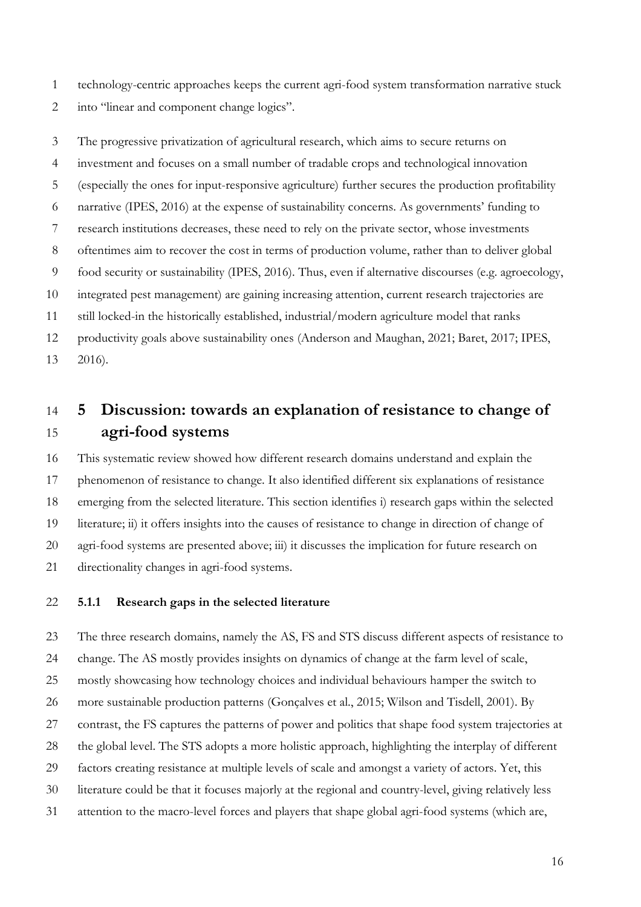technology-centric approaches keeps the current agri-food system transformation narrative stuck into "linear and component change logics".

The progressive privatization of agricultural research, which aims to secure returns on investment and focuses on a small number of tradable crops and technological innovation (especially the ones for input-responsive agriculture) further secures the production profitability narrative (IPES, 2016) at the expense of sustainability concerns. As governments' funding to research institutions decreases, these need to rely on the private sector, whose investments oftentimes aim to recover the cost in terms of production volume, rather than to deliver global food security or sustainability (IPES, 2016). Thus, even if alternative discourses (e.g. agroecology, integrated pest management) are gaining increasing attention, current research trajectories are still locked-in the historically established, industrial/modern agriculture model that ranks productivity goals above sustainability ones (Anderson and Maughan, 2021; Baret, 2017; IPES, 2016).

# 5 Discussion: towards an explanation of resistance to change of agri-food systems

This systematic review showed how different research domains understand and explain the phenomenon of resistance to change. It also identified different six explanations of resistance emerging from the selected literature. This section identifies i) research gaps within the selected literature; ii) it offers insights into the causes of resistance to change in direction of change of agri-food systems are presented above; iii) it discusses the implication for future research on directionality changes in agri-food systems.

### 5.1.1 Research gaps in the selected literature

The three research domains, namely the AS, FS and STS discuss different aspects of resistance to change. The AS mostly provides insights on dynamics of change at the farm level of scale, mostly showcasing how technology choices and individual behaviours hamper the switch to more sustainable production patterns (Gonçalves et al., 2015; Wilson and Tisdell, 2001). By contrast, the FS captures the patterns of power and politics that shape food system trajectories at the global level. The STS adopts a more holistic approach, highlighting the interplay of different factors creating resistance at multiple levels of scale and amongst a variety of actors. Yet, this literature could be that it focuses majorly at the regional and country-level, giving relatively less attention to the macro-level forces and players that shape global agri-food systems (which are,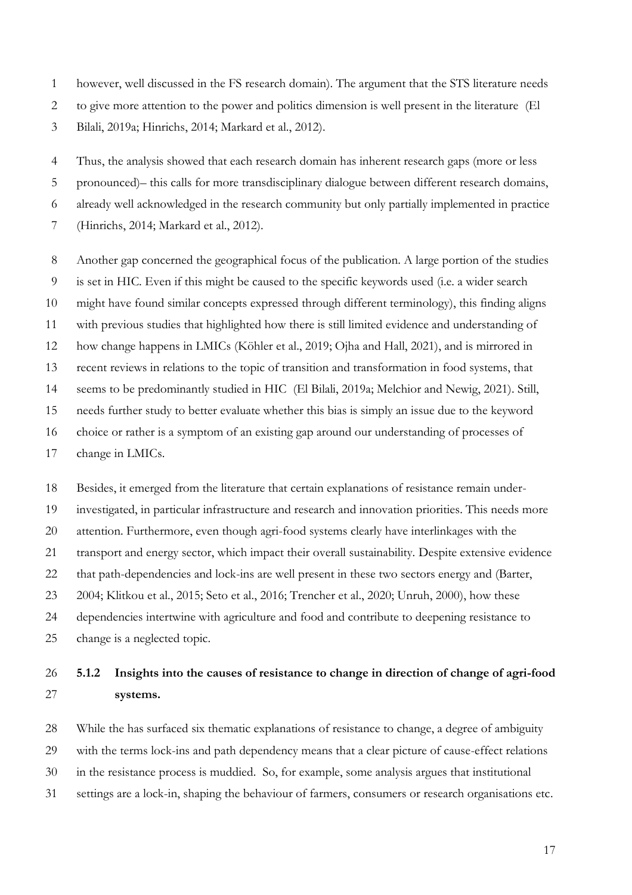however, well discussed in the FS research domain). The argument that the STS literature needs to give more attention to the power and politics dimension is well present in the literature (El Bilali, 2019a; Hinrichs, 2014; Markard et al., 2012).

Thus, the analysis showed that each research domain has inherent research gaps (more or less pronounced)– this calls for more transdisciplinary dialogue between different research domains, already well acknowledged in the research community but only partially implemented in practice (Hinrichs, 2014; Markard et al., 2012).

Another gap concerned the geographical focus of the publication. A large portion of the studies is set in HIC. Even if this might be caused to the specific keywords used (i.e. a wider search might have found similar concepts expressed through different terminology), this finding aligns with previous studies that highlighted how there is still limited evidence and understanding of how change happens in LMICs (Köhler et al., 2019; Ojha and Hall, 2021), and is mirrored in recent reviews in relations to the topic of transition and transformation in food systems, that seems to be predominantly studied in HIC (El Bilali, 2019a; Melchior and Newig, 2021). Still, needs further study to better evaluate whether this bias is simply an issue due to the keyword choice or rather is a symptom of an existing gap around our understanding of processes of change in LMICs.

Besides, it emerged from the literature that certain explanations of resistance remain under-investigated, in particular infrastructure and research and innovation priorities. This needs more attention. Furthermore, even though agri-food systems clearly have interlinkages with the transport and energy sector, which impact their overall sustainability. Despite extensive evidence that path-dependencies and lock-ins are well present in these two sectors energy and (Barter, 2004; Klitkou et al., 2015; Seto et al., 2016; Trencher et al., 2020; Unruh, 2000), how these dependencies intertwine with agriculture and food and contribute to deepening resistance to change is a neglected topic.

### 5.1.2 Insights into the causes of resistance to change in direction of change of agri-food systems.

While the has surfaced six thematic explanations of resistance to change, a degree of ambiguity with the terms lock-ins and path dependency means that a clear picture of cause-effect relations in the resistance process is muddied. So, for example, some analysis argues that institutional settings are a lock-in, shaping the behaviour of farmers, consumers or research organisations etc.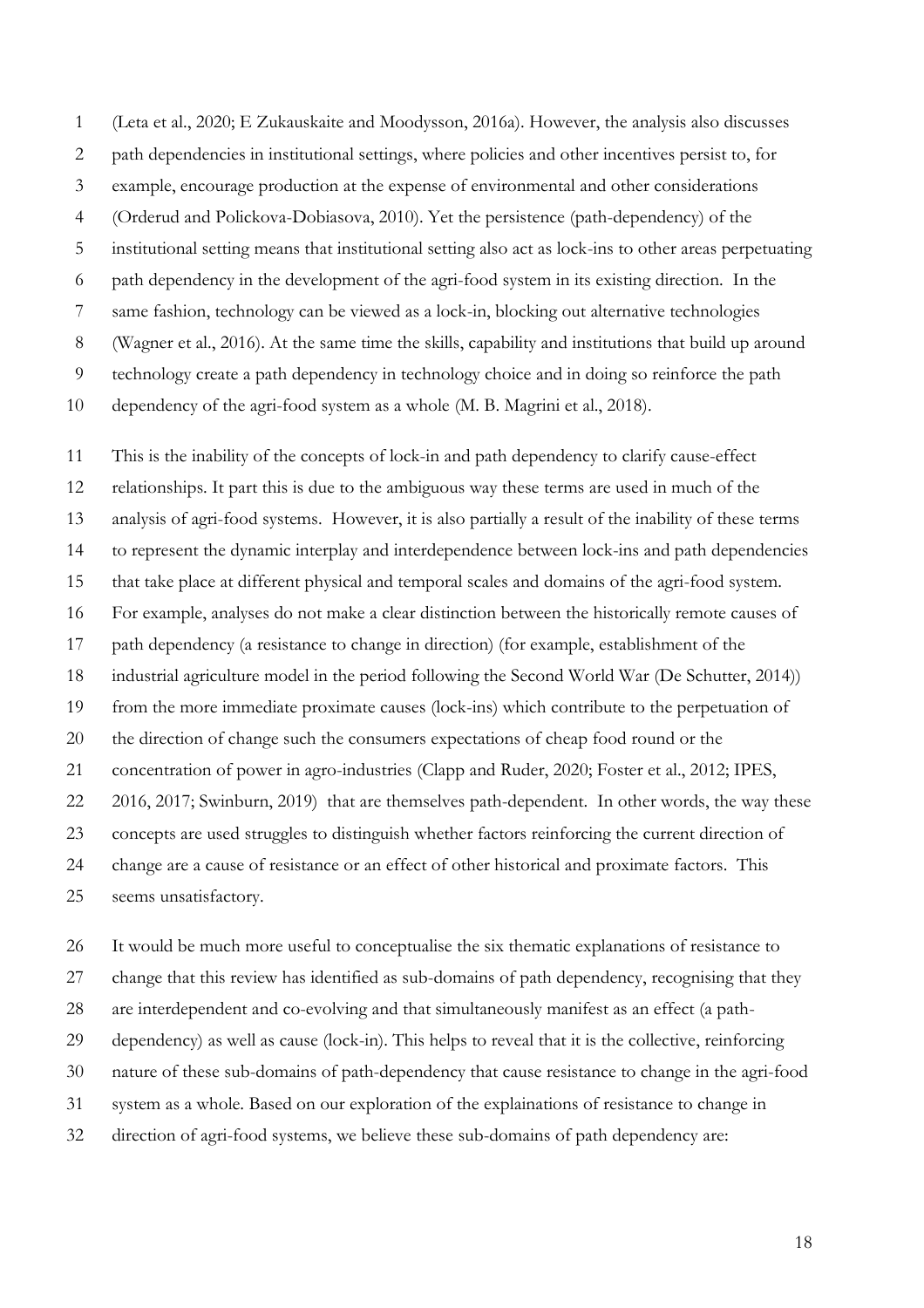(Leta et al., 2020; E Zukauskaite and Moodysson, 2016a). However, the analysis also discusses path dependencies in institutional settings, where policies and other incentives persist to, for example, encourage production at the expense of environmental and other considerations (Orderud and Polickova-Dobiasova, 2010). Yet the persistence (path-dependency) of the institutional setting means that institutional setting also act as lock-ins to other areas perpetuating path dependency in the development of the agri-food system in its existing direction. In the same fashion, technology can be viewed as a lock-in, blocking out alternative technologies (Wagner et al., 2016). At the same time the skills, capability and institutions that build up around technology create a path dependency in technology choice and in doing so reinforce the path dependency of the agri-food system as a whole (M. B. Magrini et al., 2018).

This is the inability of the concepts of lock-in and path dependency to clarify cause-effect relationships. It part this is due to the ambiguous way these terms are used in much of the analysis of agri-food systems. However, it is also partially a result of the inability of these terms to represent the dynamic interplay and interdependence between lock-ins and path dependencies that take place at different physical and temporal scales and domains of the agri-food system. For example, analyses do not make a clear distinction between the historically remote causes of path dependency (a resistance to change in direction) (for example, establishment of the industrial agriculture model in the period following the Second World War (De Schutter, 2014)) from the more immediate proximate causes (lock-ins) which contribute to the perpetuation of the direction of change such the consumers expectations of cheap food round or the concentration of power in agro-industries (Clapp and Ruder, 2020; Foster et al., 2012; IPES, 2016, 2017; Swinburn, 2019) that are themselves path-dependent. In other words, the way these concepts are used struggles to distinguish whether factors reinforcing the current direction of change are a cause of resistance or an effect of other historical and proximate factors. This seems unsatisfactory.

It would be much more useful to conceptualise the six thematic explanations of resistance to change that this review has identified as sub-domains of path dependency, recognising that they are interdependent and co-evolving and that simultaneously manifest as an effect (a path-dependency) as well as cause (lock-in). This helps to reveal that it is the collective, reinforcing nature of these sub-domains of path-dependency that cause resistance to change in the agri-food system as a whole. Based on our exploration of the explainations of resistance to change in direction of agri-food systems, we believe these sub-domains of path dependency are: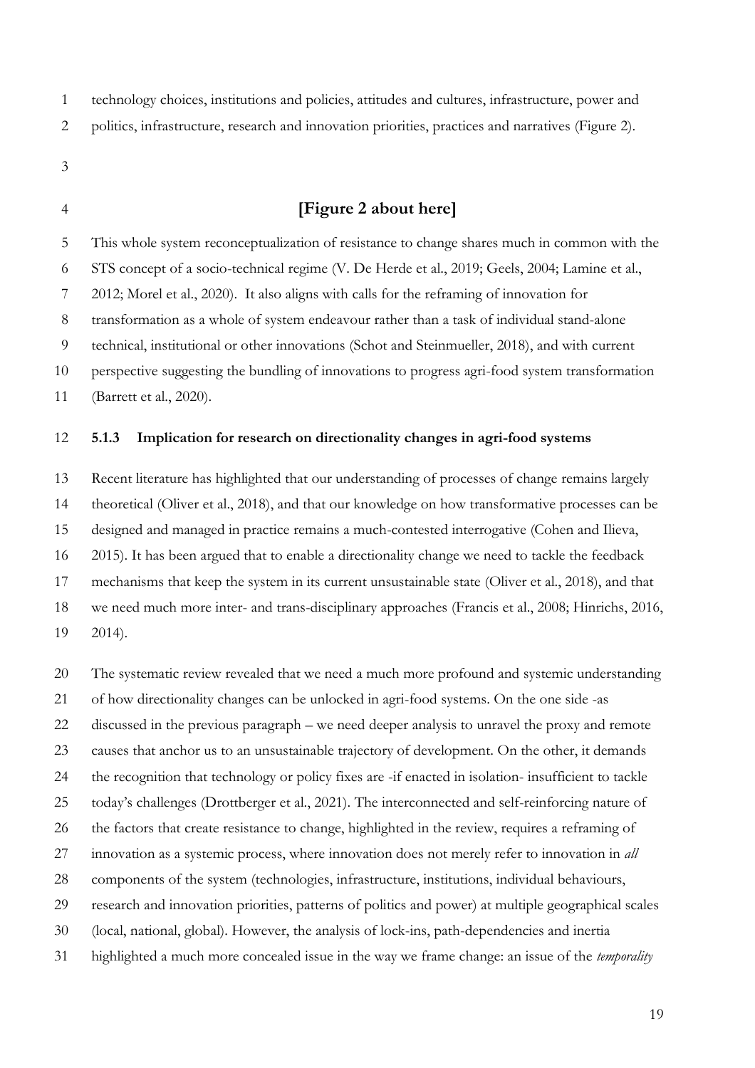technology choices, institutions and policies, attitudes and cultures, infrastructure, power and politics, infrastructure, research and innovation priorities, practices and narratives (Figure 2).

**[Figure 2 about here]**

This whole system reconceptualization of resistance to change shares much in common with the STS concept of a socio-technical regime (V. De Herde et al., 2019; Geels, 2004; Lamine et al., 2012; Morel et al., 2020). It also aligns with calls for the reframing of innovation for transformation as a whole of system endeavour rather than a task of individual stand-alone technical, institutional or other innovations (Schot and Steinmueller, 2018), and with current perspective suggesting the bundling of innovations to progress agri-food system transformation (Barrett et al., 2020).

### 5.1.3 Implication for research on directionality changes in agri-food systems

Recent literature has highlighted that our understanding of processes of change remains largely theoretical (Oliver et al., 2018), and that our knowledge on how transformative processes can be designed and managed in practice remains a much-contested interrogative (Cohen and Ilieva, 2015). It has been argued that to enable a directionality change we need to tackle the feedback mechanisms that keep the system in its current unsustainable state (Oliver et al., 2018), and that we need much more inter- and trans-disciplinary approaches (Francis et al., 2008; Hinrichs, 2016, 2014).

The systematic review revealed that we need a much more profound and systemic understanding of how directionality changes can be unlocked in agri-food systems. On the one side -as discussed in the previous paragraph – we need deeper analysis to unravel the proxy and remote causes that anchor us to an unsustainable trajectory of development. On the other, it demands the recognition that technology or policy fixes are -if enacted in isolation- insufficient to tackle today's challenges (Drottberger et al., 2021). The interconnected and self-reinforcing nature of the factors that create resistance to change, highlighted in the review, requires a reframing of innovation as a systemic process, where innovation does not merely refer to innovation in *all* components of the system (technologies, infrastructure, institutions, individual behaviours, research and innovation priorities, patterns of politics and power) at multiple geographical scales (local, national, global). However, the analysis of lock-ins, path-dependencies and inertia highlighted a much more concealed issue in the way we frame change: an issue of the *temporality*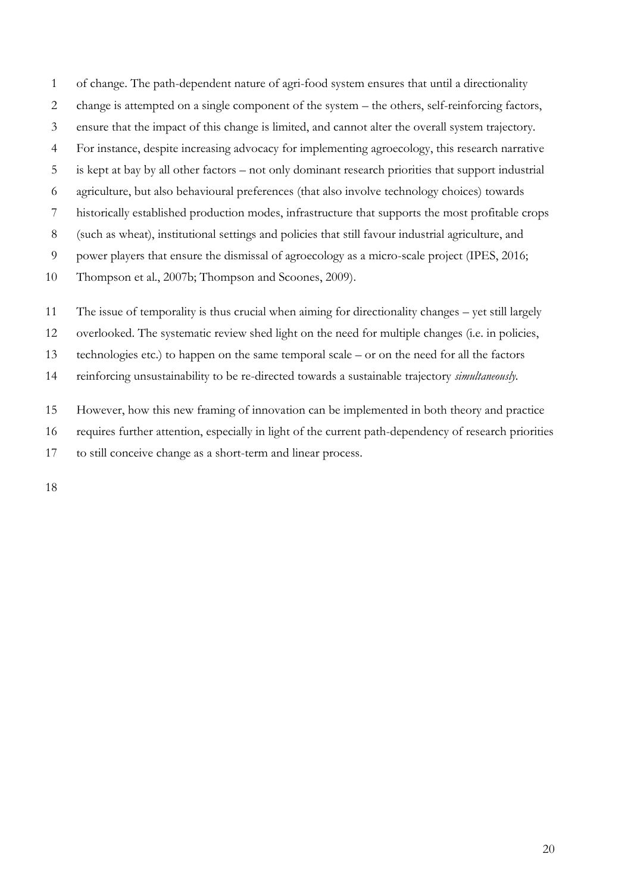of change. The path-dependent nature of agri-food system ensures that until a directionality change is attempted on a single component of the system – the others, self-reinforcing factors, ensure that the impact of this change is limited, and cannot alter the overall system trajectory. For instance, despite increasing advocacy for implementing agroecology, this research narrative is kept at bay by all other factors – not only dominant research priorities that support industrial agriculture, but also behavioural preferences (that also involve technology choices) towards historically established production modes, infrastructure that supports the most profitable crops (such as wheat), institutional settings and policies that still favour industrial agriculture, and power players that ensure the dismissal of agroecology as a micro-scale project (IPES, 2016; Thompson et al., 2007b; Thompson and Scoones, 2009).

The issue of temporality is thus crucial when aiming for directionality changes – yet still largely overlooked. The systematic review shed light on the need for multiple changes (i.e. in policies, technologies etc.) to happen on the same temporal scale – or on the need for all the factors reinforcing unsustainability to be re-directed towards a sustainable trajectory *simultaneously*.

However, how this new framing of innovation can be implemented in both theory and practice requires further attention, especially in light of the current path-dependency of research priorities to still conceive change as a short-term and linear process.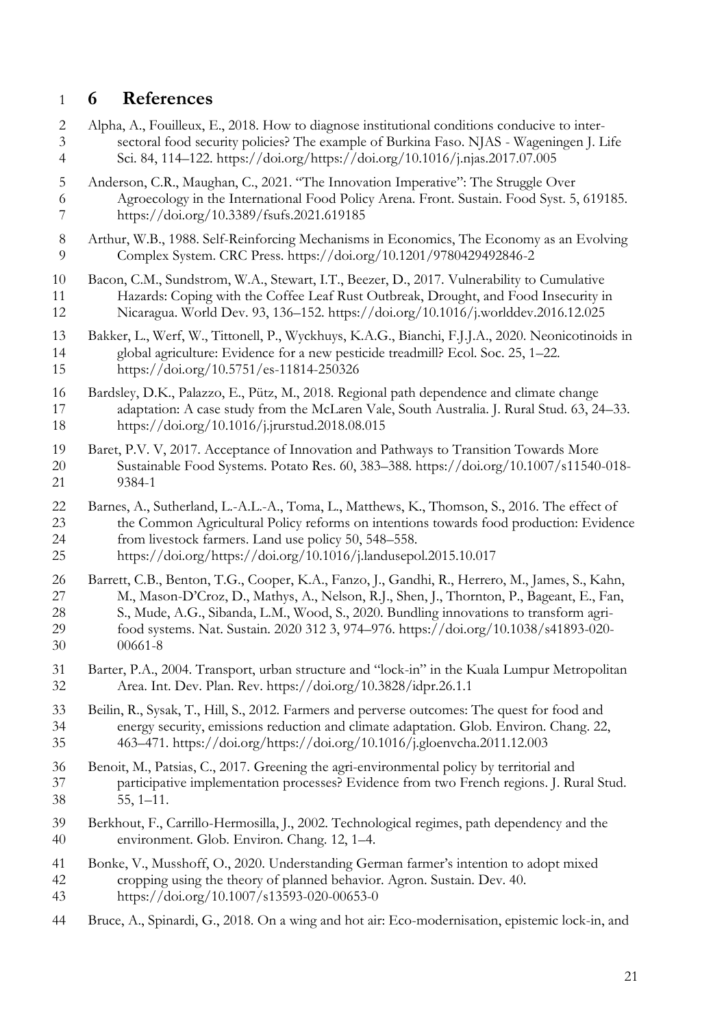# 6 References

Alpha, A., Fouilleux, E., 2018. How to diagnose institutional conditions conducive to inter-sectoral food security policies? The example of Burkina Faso. NJAS - Wageningen J. Life Sci. 84, 114–122. https://doi.org/https://doi.org/10.1016/j.njas.2017.07.005

Anderson, C.R., Maughan, C., 2021. "The Innovation Imperative": The Struggle Over Agroecology in the International Food Policy Arena. Front. Sustain. Food Syst. 5, 619185. https://doi.org/10.3389/fsufs.2021.619185

Arthur, W.B., 1988. Self-Reinforcing Mechanisms in Economics, The Economy as an Evolving Complex System. CRC Press. https://doi.org/10.1201/9780429492846-2

Bacon, C.M., Sundstrom, W.A., Stewart, I.T., Beezer, D., 2017. Vulnerability to Cumulative Hazards: Coping with the Coffee Leaf Rust Outbreak, Drought, and Food Insecurity in Nicaragua. World Dev. 93, 136–152. https://doi.org/10.1016/j.worlddev.2016.12.025

Bakker, L., Werf, W., Tittonell, P., Wyckhuys, K.A.G., Bianchi, F.J.J.A., 2020. Neonicotinoids in global agriculture: Evidence for a new pesticide treadmill? Ecol. Soc. 25, 1–22. https://doi.org/10.5751/es-11814-250326

Bardsley, D.K., Palazzo, E., Pütz, M., 2018. Regional path dependence and climate change adaptation: A case study from the McLaren Vale, South Australia. J. Rural Stud. 63, 24–33. https://doi.org/10.1016/j.jrurstud.2018.08.015

Baret, P.V. V, 2017. Acceptance of Innovation and Pathways to Transition Towards More Sustainable Food Systems. Potato Res. 60, 383–388. https://doi.org/10.1007/s11540-018-9384-1

Barnes, A., Sutherland, L.-A.L.-A., Toma, L., Matthews, K., Thomson, S., 2016. The effect of the Common Agricultural Policy reforms on intentions towards food production: Evidence from livestock farmers. Land use policy 50, 548–558. https://doi.org/https://doi.org/10.1016/j.landusepol.2015.10.017

Barrett, C.B., Benton, T.G., Cooper, K.A., Fanzo, J., Gandhi, R., Herrero, M., James, S., Kahn, M., Mason-D'Croz, D., Mathys, A., Nelson, R.J., Shen, J., Thornton, P., Bageant, E., Fan, S., Mude, A.G., Sibanda, L.M., Wood, S., 2020. Bundling innovations to transform agri-food systems. Nat. Sustain. 2020 312 3, 974–976. https://doi.org/10.1038/s41893-020-00661-8

Barter, P.A., 2004. Transport, urban structure and "lock-in" in the Kuala Lumpur Metropolitan Area. Int. Dev. Plan. Rev. https://doi.org/10.3828/idpr.26.1.1

Beilin, R., Sysak, T., Hill, S., 2012. Farmers and perverse outcomes: The quest for food and energy security, emissions reduction and climate adaptation. Glob. Environ. Chang. 22, 463–471. https://doi.org/https://doi.org/10.1016/j.gloenvcha.2011.12.003

Benoit, M., Patsias, C., 2017. Greening the agri-environmental policy by territorial and participative implementation processes? Evidence from two French regions. J. Rural Stud. 55, 1–11.

Berkhout, F., Carrillo-Hermosilla, J., 2002. Technological regimes, path dependency and the environment. Glob. Environ. Chang. 12, 1–4.

Bonke, V., Musshoff, O., 2020. Understanding German farmer's intention to adopt mixed cropping using the theory of planned behavior. Agron. Sustain. Dev. 40. https://doi.org/10.1007/s13593-020-00653-0

Bruce, A., Spinardi, G., 2018. On a wing and hot air: Eco-modernisation, epistemic lock-in, and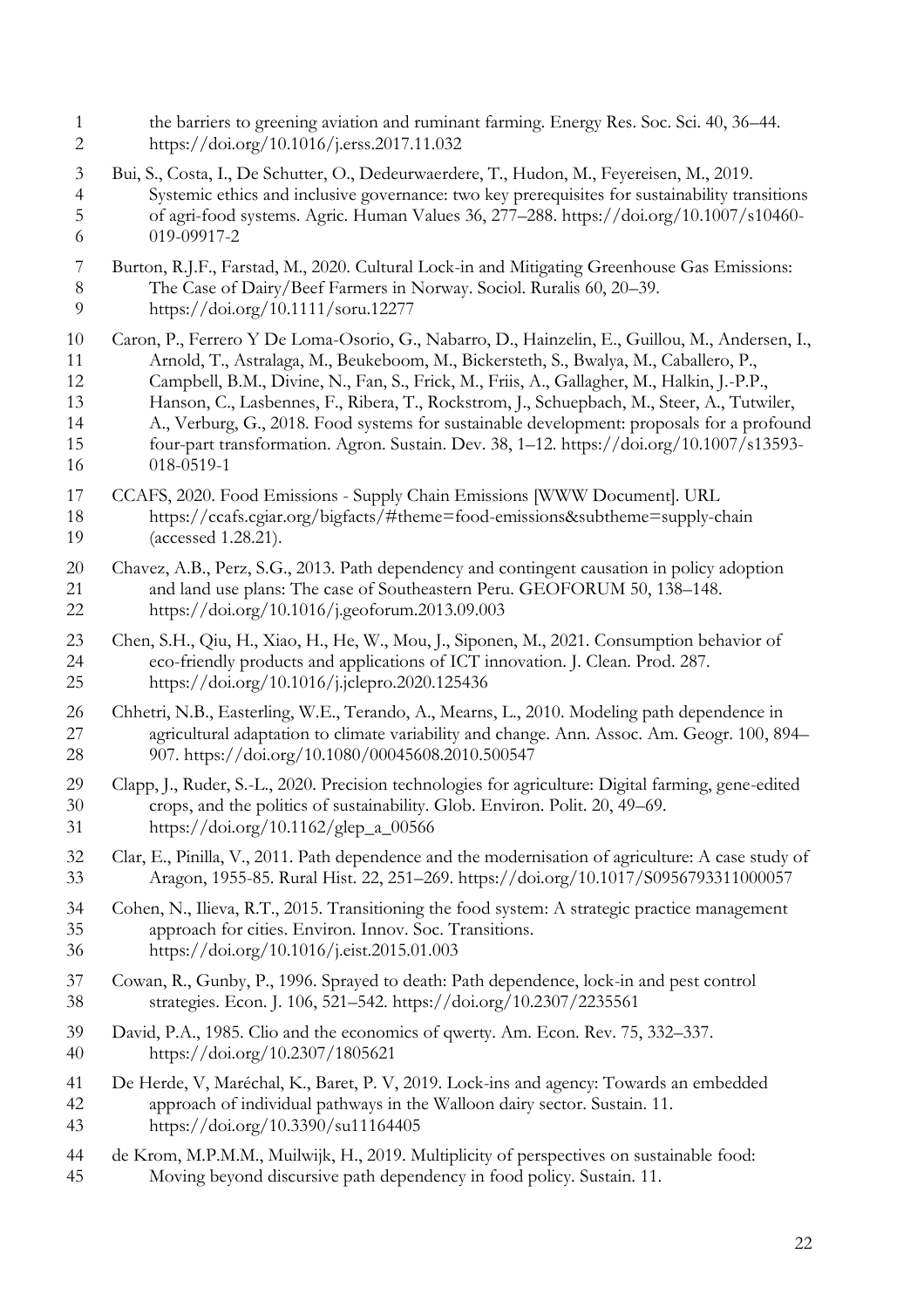the barriers to greening aviation and ruminant farming. Energy Res. Soc. Sci. 40, 36–44. https://doi.org/10.1016/j.erss.2017.11.032

Bui, S., Costa, I., De Schutter, O., Dedeurwaerdere, T., Hudon, M., Feyereisen, M., 2019. Systemic ethics and inclusive governance: two key prerequisites for sustainability transitions of agri-food systems. Agric. Human Values 36, 277–288. https://doi.org/10.1007/s10460-019-09917-2

Burton, R.J.F., Farstad, M., 2020. Cultural Lock-in and Mitigating Greenhouse Gas Emissions: The Case of Dairy/Beef Farmers in Norway. Sociol. Ruralis 60, 20–39. https://doi.org/10.1111/soru.12277

Caron, P., Ferrero Y De Loma-Osorio, G., Nabarro, D., Hainzelin, E., Guillou, M., Andersen, I., Arnold, T., Astralaga, M., Beukeboom, M., Bickersteth, S., Bwalya, M., Caballero, P., Campbell, B.M., Divine, N., Fan, S., Frick, M., Friis, A., Gallagher, M., Halkin, J.-P.P., Hanson, C., Lasbennes, F., Ribera, T., Rockstrom, J., Schuepbach, M., Steer, A., Tutwiler, A., Verburg, G., 2018. Food systems for sustainable development: proposals for a profound four-part transformation. Agron. Sustain. Dev. 38, 1–12. https://doi.org/10.1007/s13593-018-0519-1

CCAFS, 2020. Food Emissions - Supply Chain Emissions [WWW Document]. URL https://ccafs.cgiar.org/bigfacts/#theme=food-emissions&subtheme=supply-chain (accessed 1.28.21).

Chavez, A.B., Perz, S.G., 2013. Path dependency and contingent causation in policy adoption and land use plans: The case of Southeastern Peru. GEOFORUM 50, 138–148. https://doi.org/10.1016/j.geoforum.2013.09.003

Chen, S.H., Qiu, H., Xiao, H., He, W., Mou, J., Siponen, M., 2021. Consumption behavior of eco-friendly products and applications of ICT innovation. J. Clean. Prod. 287. https://doi.org/10.1016/j.jclepro.2020.125436

Chhetri, N.B., Easterling, W.E., Terando, A., Mearns, L., 2010. Modeling path dependence in agricultural adaptation to climate variability and change. Ann. Assoc. Am. Geogr. 100, 894–907. https://doi.org/10.1080/00045608.2010.500547

Clapp, J., Ruder, S.-L., 2020. Precision technologies for agriculture: Digital farming, gene-edited crops, and the politics of sustainability. Glob. Environ. Polit. 20, 49–69. https://doi.org/10.1162/glep_a_00566

Clar, E., Pinilla, V., 2011. Path dependence and the modernisation of agriculture: A case study of Aragon, 1955-85. Rural Hist. 22, 251–269. https://doi.org/10.1017/S0956793311000057

Cohen, N., Ilieva, R.T., 2015. Transitioning the food system: A strategic practice management approach for cities. Environ. Innov. Soc. Transitions. https://doi.org/10.1016/j.eist.2015.01.003

Cowan, R., Gunby, P., 1996. Sprayed to death: Path dependence, lock-in and pest control strategies. Econ. J. 106, 521–542. https://doi.org/10.2307/2235561

David, P.A., 1985. Clio and the economics of qwerty. Am. Econ. Rev. 75, 332–337. https://doi.org/10.2307/1805621

De Herde, V, Maréchal, K., Baret, P. V, 2019. Lock-ins and agency: Towards an embedded approach of individual pathways in the Walloon dairy sector. Sustain. 11. https://doi.org/10.3390/su11164405

de Krom, M.P.M.M., Muilwijk, H., 2019. Multiplicity of perspectives on sustainable food: Moving beyond discursive path dependency in food policy. Sustain. 11.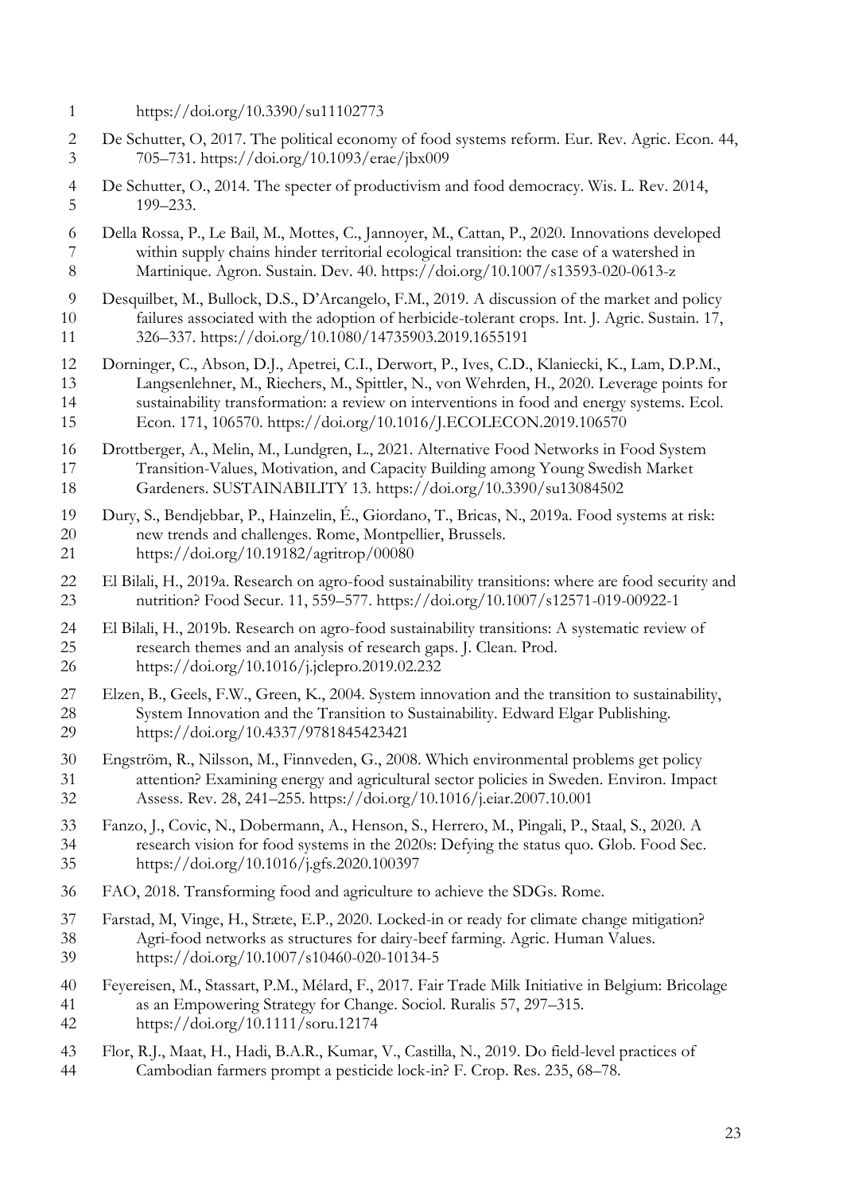https://doi.org/10.3390/su11102773

De Schutter, O, 2017. The political economy of food systems reform. Eur. Rev. Agric. Econ. 44, 705–731. https://doi.org/10.1093/erae/jbx009

De Schutter, O., 2014. The specter of productivism and food democracy. Wis. L. Rev. 2014, 199–233.

Della Rossa, P., Le Bail, M., Mottes, C., Jannoyer, M., Cattan, P., 2020. Innovations developed within supply chains hinder territorial ecological transition: the case of a watershed in Martinique. Agron. Sustain. Dev. 40. https://doi.org/10.1007/s13593-020-0613-z

Desquilbet, M., Bullock, D.S., D'Arcangelo, F.M., 2019. A discussion of the market and policy failures associated with the adoption of herbicide-tolerant crops. Int. J. Agric. Sustain. 17, 326–337. https://doi.org/10.1080/14735903.2019.1655191

Dorninger, C., Abson, D.J., Apetrei, C.I., Derwort, P., Ives, C.D., Klaniecki, K., Lam, D.P.M., Langsenlehner, M., Riechers, M., Spittler, N., von Wehrden, H., 2020. Leverage points for sustainability transformation: a review on interventions in food and energy systems. Ecol. Econ. 171, 106570. https://doi.org/10.1016/J.ECOLECON.2019.106570

Drottberger, A., Melin, M., Lundgren, L., 2021. Alternative Food Networks in Food System Transition-Values, Motivation, and Capacity Building among Young Swedish Market Gardeners. SUSTAINABILITY 13. https://doi.org/10.3390/su13084502

Dury, S., Bendjebbar, P., Hainzelin, É., Giordano, T., Bricas, N., 2019a. Food systems at risk: new trends and challenges. Rome, Montpellier, Brussels. https://doi.org/10.19182/agritrop/00080

El Bilali, H., 2019a. Research on agro-food sustainability transitions: where are food security and nutrition? Food Secur. 11, 559–577. https://doi.org/10.1007/s12571-019-00922-1

El Bilali, H., 2019b. Research on agro-food sustainability transitions: A systematic review of research themes and an analysis of research gaps. J. Clean. Prod. https://doi.org/10.1016/j.jclepro.2019.02.232

Elzen, B., Geels, F.W., Green, K., 2004. System innovation and the transition to sustainability, System Innovation and the Transition to Sustainability. Edward Elgar Publishing. https://doi.org/10.4337/9781845423421

Engström, R., Nilsson, M., Finnveden, G., 2008. Which environmental problems get policy attention? Examining energy and agricultural sector policies in Sweden. Environ. Impact Assess. Rev. 28, 241–255. https://doi.org/10.1016/j.eiar.2007.10.001

Fanzo, J., Covic, N., Dobermann, A., Henson, S., Herrero, M., Pingali, P., Staal, S., 2020. A research vision for food systems in the 2020s: Defying the status quo. Glob. Food Sec. https://doi.org/10.1016/j.gfs.2020.100397

FAO, 2018. Transforming food and agriculture to achieve the SDGs. Rome.

Farstad, M, Vinge, H., Stræte, E.P., 2020. Locked-in or ready for climate change mitigation? Agri-food networks as structures for dairy-beef farming. Agric. Human Values. https://doi.org/10.1007/s10460-020-10134-5

Feyereisen, M., Stassart, P.M., Mélard, F., 2017. Fair Trade Milk Initiative in Belgium: Bricolage as an Empowering Strategy for Change. Sociol. Ruralis 57, 297–315. https://doi.org/10.1111/soru.12174

Flor, R.J., Maat, H., Hadi, B.A.R., Kumar, V., Castilla, N., 2019. Do field-level practices of Cambodian farmers prompt a pesticide lock-in? F. Crop. Res. 235, 68–78.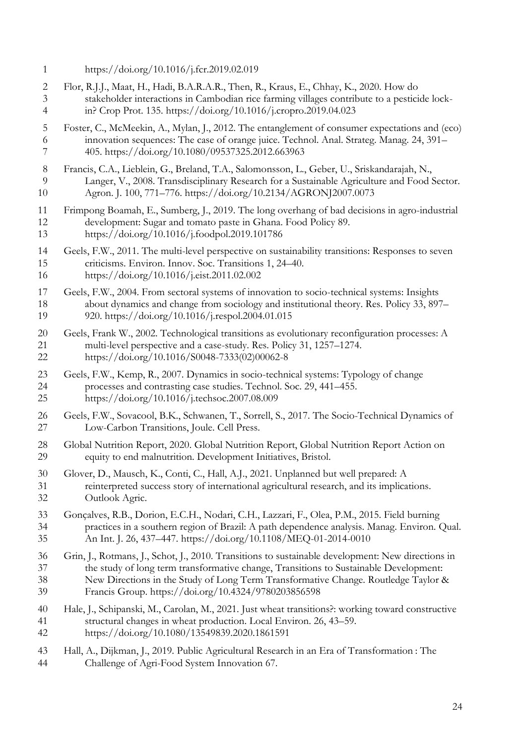https://doi.org/10.1016/j.fcr.2019.02.019

Flor, R.J.J., Maat, H., Hadi, B.A.R.A.R., Then, R., Kraus, E., Chhay, K., 2020. How do stakeholder interactions in Cambodian rice farming villages contribute to a pesticide lock-in? Crop Prot. 135. https://doi.org/10.1016/j.cropro.2019.04.023

Foster, C., McMeekin, A., Mylan, J., 2012. The entanglement of consumer expectations and (eco) innovation sequences: The case of orange juice. Technol. Anal. Strateg. Manag. 24, 391–405. https://doi.org/10.1080/09537325.2012.663963

Francis, C.A., Lieblein, G., Breland, T.A., Salomonsson, L., Geber, U., Sriskandarajah, N., Langer, V., 2008. Transdisciplinary Research for a Sustainable Agriculture and Food Sector. Agron. J. 100, 771–776. https://doi.org/10.2134/AGRONJ2007.0073

Frimpong Boamah, E., Sumberg, J., 2019. The long overhang of bad decisions in agro-industrial development: Sugar and tomato paste in Ghana. Food Policy 89. https://doi.org/10.1016/j.foodpol.2019.101786

Geels, F.W., 2011. The multi-level perspective on sustainability transitions: Responses to seven criticisms. Environ. Innov. Soc. Transitions 1, 24–40. https://doi.org/10.1016/j.eist.2011.02.002

Geels, F.W., 2004. From sectoral systems of innovation to socio-technical systems: Insights about dynamics and change from sociology and institutional theory. Res. Policy 33, 897–920. https://doi.org/10.1016/j.respol.2004.01.015

Geels, Frank W., 2002. Technological transitions as evolutionary reconfiguration processes: A multi-level perspective and a case-study. Res. Policy 31, 1257–1274. https://doi.org/10.1016/S0048-7333(02)00062-8

Geels, F.W., Kemp, R., 2007. Dynamics in socio-technical systems: Typology of change processes and contrasting case studies. Technol. Soc. 29, 441–455. https://doi.org/10.1016/j.techsoc.2007.08.009

Geels, F.W., Sovacool, B.K., Schwanen, T., Sorrell, S., 2017. The Socio-Technical Dynamics of Low-Carbon Transitions, Joule. Cell Press.

Global Nutrition Report, 2020. Global Nutrition Report, Global Nutrition Report Action on equity to end malnutrition. Development Initiatives, Bristol.

Glover, D., Mausch, K., Conti, C., Hall, A.J., 2021. Unplanned but well prepared: A reinterpreted success story of international agricultural research, and its implications. Outlook Agric.

Gonçalves, R.B., Dorion, E.C.H., Nodari, C.H., Lazzari, F., Olea, P.M., 2015. Field burning practices in a southern region of Brazil: A path dependence analysis. Manag. Environ. Qual. An Int. J. 26, 437–447. https://doi.org/10.1108/MEQ-01-2014-0010

Grin, J., Rotmans, J., Schot, J., 2010. Transitions to sustainable development: New directions in the study of long term transformative change, Transitions to Sustainable Development: New Directions in the Study of Long Term Transformative Change. Routledge Taylor & Francis Group. https://doi.org/10.4324/9780203856598

Hale, J., Schipanski, M., Carolan, M., 2021. Just wheat transitions?: working toward constructive structural changes in wheat production. Local Environ. 26, 43–59. https://doi.org/10.1080/13549839.2020.1861591

Hall, A., Dijkman, J., 2019. Public Agricultural Research in an Era of Transformation : The Challenge of Agri-Food System Innovation 67.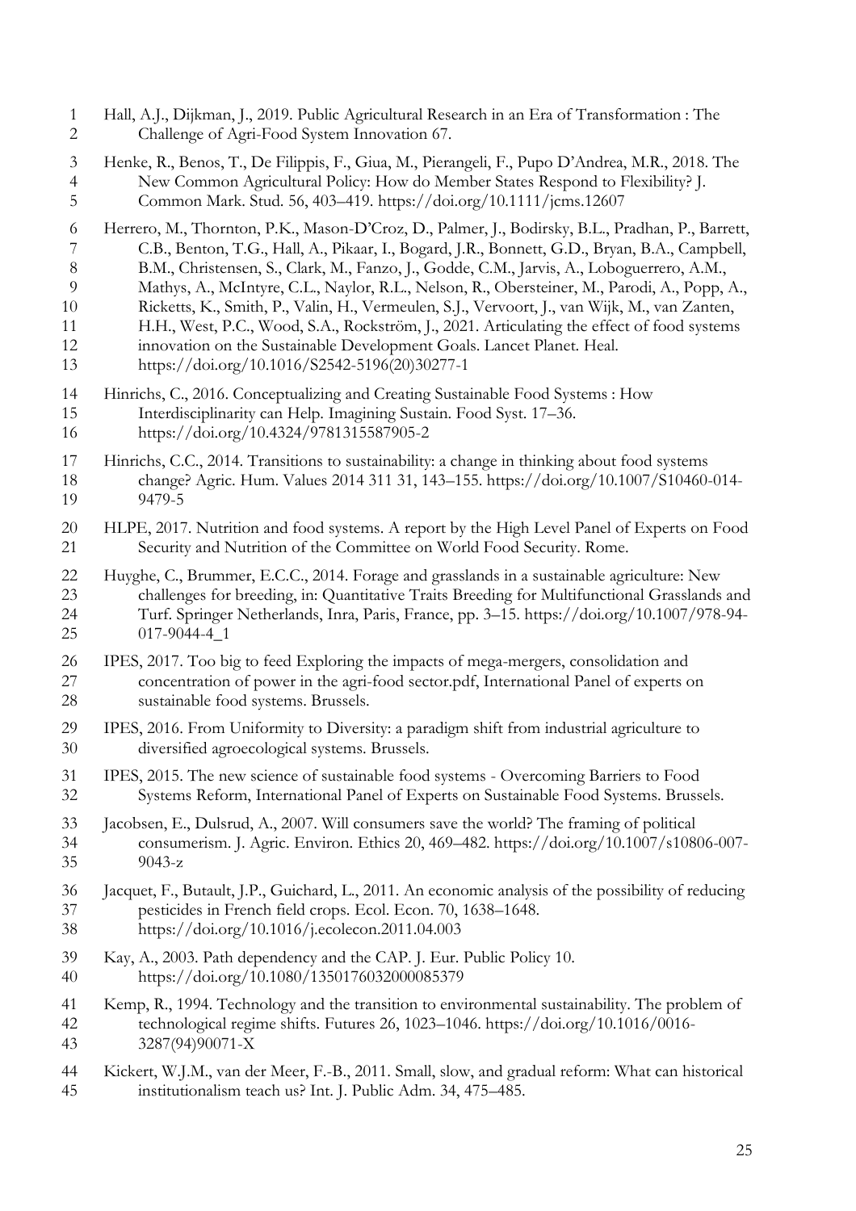Hall, A.J., Dijkman, J., 2019. Public Agricultural Research in an Era of Transformation : The Challenge of Agri-Food System Innovation 67.

Henke, R., Benos, T., De Filippis, F., Giua, M., Pierangeli, F., Pupo D'Andrea, M.R., 2018. The New Common Agricultural Policy: How do Member States Respond to Flexibility? J. Common Mark. Stud. 56, 403–419. https://doi.org/10.1111/jcms.12607

Herrero, M., Thornton, P.K., Mason-D'Croz, D., Palmer, J., Bodirsky, B.L., Pradhan, P., Barrett, C.B., Benton, T.G., Hall, A., Pikaar, I., Bogard, J.R., Bonnett, G.D., Bryan, B.A., Campbell, B.M., Christensen, S., Clark, M., Fanzo, J., Godde, C.M., Jarvis, A., Loboguerrero, A.M., Mathys, A., McIntyre, C.L., Naylor, R.L., Nelson, R., Obersteiner, M., Parodi, A., Popp, A., Ricketts, K., Smith, P., Valin, H., Vermeulen, S.J., Vervoort, J., van Wijk, M., van Zanten, H.H., West, P.C., Wood, S.A., Rockström, J., 2021. Articulating the effect of food systems innovation on the Sustainable Development Goals. Lancet Planet. Heal. https://doi.org/10.1016/S2542-5196(20)30277-1

Hinrichs, C., 2016. Conceptualizing and Creating Sustainable Food Systems : How Interdisciplinarity can Help. Imagining Sustain. Food Syst. 17–36. https://doi.org/10.4324/9781315587905-2

Hinrichs, C.C., 2014. Transitions to sustainability: a change in thinking about food systems change? Agric. Hum. Values 2014 311 31, 143–155. https://doi.org/10.1007/S10460-014-9479-5

HLPE, 2017. Nutrition and food systems. A report by the High Level Panel of Experts on Food Security and Nutrition of the Committee on World Food Security. Rome.

Huyghe, C., Brummer, E.C.C., 2014. Forage and grasslands in a sustainable agriculture: New challenges for breeding, in: Quantitative Traits Breeding for Multifunctional Grasslands and Turf. Springer Netherlands, Inra, Paris, France, pp. 3–15. https://doi.org/10.1007/978-94-017-9044-4_1

IPES, 2017. Too big to feed Exploring the impacts of mega-mergers, consolidation and concentration of power in the agri-food sector.pdf, International Panel of experts on sustainable food systems. Brussels.

IPES, 2016. From Uniformity to Diversity: a paradigm shift from industrial agriculture to diversified agroecological systems. Brussels.

IPES, 2015. The new science of sustainable food systems - Overcoming Barriers to Food Systems Reform, International Panel of Experts on Sustainable Food Systems. Brussels.

Jacobsen, E., Dulsrud, A., 2007. Will consumers save the world? The framing of political consumerism. J. Agric. Environ. Ethics 20, 469–482. https://doi.org/10.1007/s10806-007-9043-z

Jacquet, F., Butault, J.P., Guichard, L., 2011. An economic analysis of the possibility of reducing pesticides in French field crops. Ecol. Econ. 70, 1638–1648. https://doi.org/10.1016/j.ecolecon.2011.04.003

Kay, A., 2003. Path dependency and the CAP. J. Eur. Public Policy 10. https://doi.org/10.1080/1350176032000085379

Kemp, R., 1994. Technology and the transition to environmental sustainability. The problem of technological regime shifts. Futures 26, 1023–1046. https://doi.org/10.1016/0016-3287(94)90071-X

Kickert, W.J.M., van der Meer, F.-B., 2011. Small, slow, and gradual reform: What can historical institutionalism teach us? Int. J. Public Adm. 34, 475–485.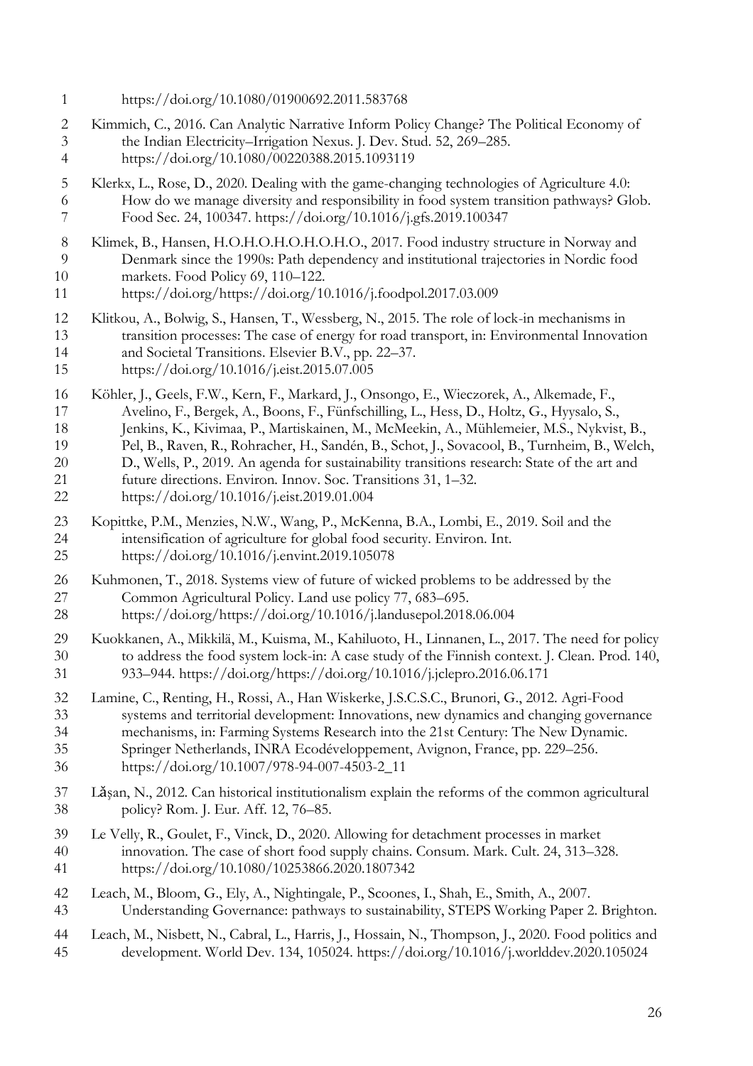https://doi.org/10.1080/01900692.2011.583768

Kimmich, C., 2016. Can Analytic Narrative Inform Policy Change? The Political Economy of the Indian Electricity–Irrigation Nexus. J. Dev. Stud. 52, 269–285. https://doi.org/10.1080/00220388.2015.1093119

Klerkx, L., Rose, D., 2020. Dealing with the game-changing technologies of Agriculture 4.0: How do we manage diversity and responsibility in food system transition pathways? Glob. Food Sec. 24, 100347. https://doi.org/10.1016/j.gfs.2019.100347

Klimek, B., Hansen, H.O.H.O.H.O.H.O.H.O., 2017. Food industry structure in Norway and Denmark since the 1990s: Path dependency and institutional trajectories in Nordic food markets. Food Policy 69, 110–122. https://doi.org/https://doi.org/10.1016/j.foodpol.2017.03.009

Klitkou, A., Bolwig, S., Hansen, T., Wessberg, N., 2015. The role of lock-in mechanisms in transition processes: The case of energy for road transport, in: Environmental Innovation and Societal Transitions. Elsevier B.V., pp. 22–37. https://doi.org/10.1016/j.eist.2015.07.005

Köhler, J., Geels, F.W., Kern, F., Markard, J., Onsongo, E., Wieczorek, A., Alkemade, F., Avelino, F., Bergek, A., Boons, F., Fünfschilling, L., Hess, D., Holtz, G., Hyysalo, S., Jenkins, K., Kivimaa, P., Martiskainen, M., McMeekin, A., Mühlemeier, M.S., Nykvist, B., Pel, B., Raven, R., Rohracher, H., Sandén, B., Schot, J., Sovacool, B., Turnheim, B., Welch, D., Wells, P., 2019. An agenda for sustainability transitions research: State of the art and future directions. Environ. Innov. Soc. Transitions 31, 1–32. https://doi.org/10.1016/j.eist.2019.01.004

Kopittke, P.M., Menzies, N.W., Wang, P., McKenna, B.A., Lombi, E., 2019. Soil and the intensification of agriculture for global food security. Environ. Int. https://doi.org/10.1016/j.envint.2019.105078

Kuhmonen, T., 2018. Systems view of future of wicked problems to be addressed by the Common Agricultural Policy. Land use policy 77, 683–695. https://doi.org/https://doi.org/10.1016/j.landusepol.2018.06.004

Kuokkanen, A., Mikkilä, M., Kuisma, M., Kahiluoto, H., Linnanen, L., 2017. The need for policy to address the food system lock-in: A case study of the Finnish context. J. Clean. Prod. 140, 933–944. https://doi.org/https://doi.org/10.1016/j.jclepro.2016.06.171

Lamine, C., Renting, H., Rossi, A., Han Wiskerke, J.S.C.S.C., Brunori, G., 2012. Agri-Food systems and territorial development: Innovations, new dynamics and changing governance mechanisms, in: Farming Systems Research into the 21st Century: The New Dynamic. Springer Netherlands, INRA Ecodéveloppement, Avignon, France, pp. 229–256. https://doi.org/10.1007/978-94-007-4503-2_11

Lăşan, N., 2012. Can historical institutionalism explain the reforms of the common agricultural policy? Rom. J. Eur. Aff. 12, 76–85.

Le Velly, R., Goulet, F., Vinck, D., 2020. Allowing for detachment processes in market innovation. The case of short food supply chains. Consum. Mark. Cult. 24, 313–328. https://doi.org/10.1080/10253866.2020.1807342

Leach, M., Bloom, G., Ely, A., Nightingale, P., Scoones, I., Shah, E., Smith, A., 2007. Understanding Governance: pathways to sustainability, STEPS Working Paper 2. Brighton.

Leach, M., Nisbett, N., Cabral, L., Harris, J., Hossain, N., Thompson, J., 2020. Food politics and development. World Dev. 134, 105024. https://doi.org/10.1016/j.worlddev.2020.105024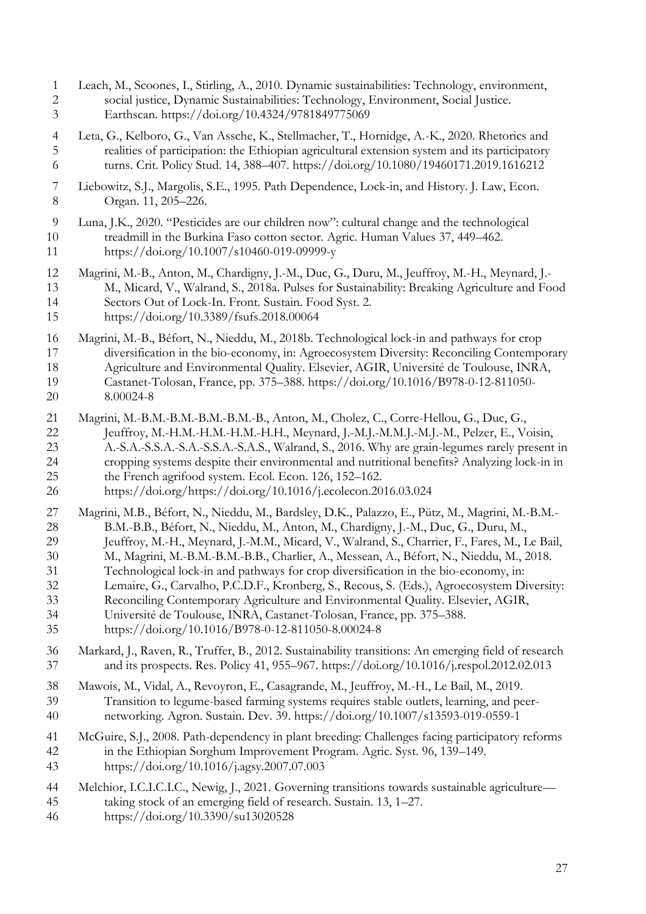Leach, M., Scoones, I., Stirling, A., 2010. Dynamic sustainabilities: Technology, environment, social justice, Dynamic Sustainabilities: Technology, Environment, Social Justice. Earthscan. https://doi.org/10.4324/9781849775069

Leta, G., Kelboro, G., Van Assche, K., Stellmacher, T., Hornidge, A.-K., 2020. Rhetorics and realities of participation: the Ethiopian agricultural extension system and its participatory turns. Crit. Policy Stud. 14, 388–407. https://doi.org/10.1080/19460171.2019.1616212

Liebowitz, S.J., Margolis, S.E., 1995. Path Dependence, Lock-in, and History. J. Law, Econ. Organ. 11, 205–226.

Luna, J.K., 2020. "Pesticides are our children now": cultural change and the technological treadmill in the Burkina Faso cotton sector. Agric. Human Values 37, 449–462. https://doi.org/10.1007/s10460-019-09999-y

Magrini, M.-B., Anton, M., Chardigny, J.-M., Duc, G., Duru, M., Jeuffroy, M.-H., Meynard, J.-M., Micard, V., Walrand, S., 2018a. Pulses for Sustainability: Breaking Agriculture and Food Sectors Out of Lock-In. Front. Sustain. Food Syst. 2. https://doi.org/10.3389/fsufs.2018.00064

Magrini, M.-B., Béfort, N., Nieddu, M., 2018b. Technological lock-in and pathways for crop diversification in the bio-economy, in: Agroecosystem Diversity: Reconciling Contemporary Agriculture and Environmental Quality. Elsevier, AGIR, Université de Toulouse, INRA, Castanet-Tolosan, France, pp. 375–388. https://doi.org/10.1016/B978-0-12-811050-8.00024-8

Magrini, M.-B.M.-B.M.-B.M.-B.M.-B., Anton, M., Cholez, C., Corre-Hellou, G., Duc, G., Jeuffroy, M.-H.M.-H.M.-H.M.-H.H., Meynard, J.-M.J.-M.M.J.-M.J.-M., Pelzer, E., Voisin, A.-S.A.-S.S.A.-S.A.-S.S.A.-S.A.S., Walrand, S., 2016. Why are grain-legumes rarely present in cropping systems despite their environmental and nutritional benefits? Analyzing lock-in in the French agrifood system. Ecol. Econ. 126, 152–162. https://doi.org/https://doi.org/10.1016/j.ecolecon.2016.03.024

Magrini, M.B., Béfort, N., Nieddu, M., Bardsley, D.K., Palazzo, E., Pütz, M., Magrini, M.-B.M.-B.M.-B.B., Béfort, N., Nieddu, M., Anton, M., Chardigny, J.-M., Duc, G., Duru, M., Jeuffroy, M.-H., Meynard, J.-M.M., Micard, V., Walrand, S., Charrier, F., Fares, M., Le Bail, M., Magrini, M.-B.M.-B.M.-B.B., Charlier, A., Messean, A., Béfort, N., Nieddu, M., 2018. Technological lock-in and pathways for crop diversification in the bio-economy, in: Lemaire, G., Carvalho, P.C.D.F., Kronberg, S., Recous, S. (Eds.), Agroecosystem Diversity: Reconciling Contemporary Agriculture and Environmental Quality. Elsevier, AGIR, Université de Toulouse, INRA, Castanet-Tolosan, France, pp. 375–388. https://doi.org/10.1016/B978-0-12-811050-8.00024-8

Markard, J., Raven, R., Truffer, B., 2012. Sustainability transitions: An emerging field of research and its prospects. Res. Policy 41, 955–967. https://doi.org/10.1016/j.respol.2012.02.013

Mawois, M., Vidal, A., Revoyron, E., Casagrande, M., Jeuffroy, M.-H., Le Bail, M., 2019. Transition to legume-based farming systems requires stable outlets, learning, and peer-networking. Agron. Sustain. Dev. 39. https://doi.org/10.1007/s13593-019-0559-1

McGuire, S.J., 2008. Path-dependency in plant breeding: Challenges facing participatory reforms in the Ethiopian Sorghum Improvement Program. Agric. Syst. 96, 139–149. https://doi.org/10.1016/j.agsy.2007.07.003

Melchior, I.C.I.C.I.C., Newig, J., 2021. Governing transitions towards sustainable agriculture—taking stock of an emerging field of research. Sustain. 13, 1–27. https://doi.org/10.3390/su13020528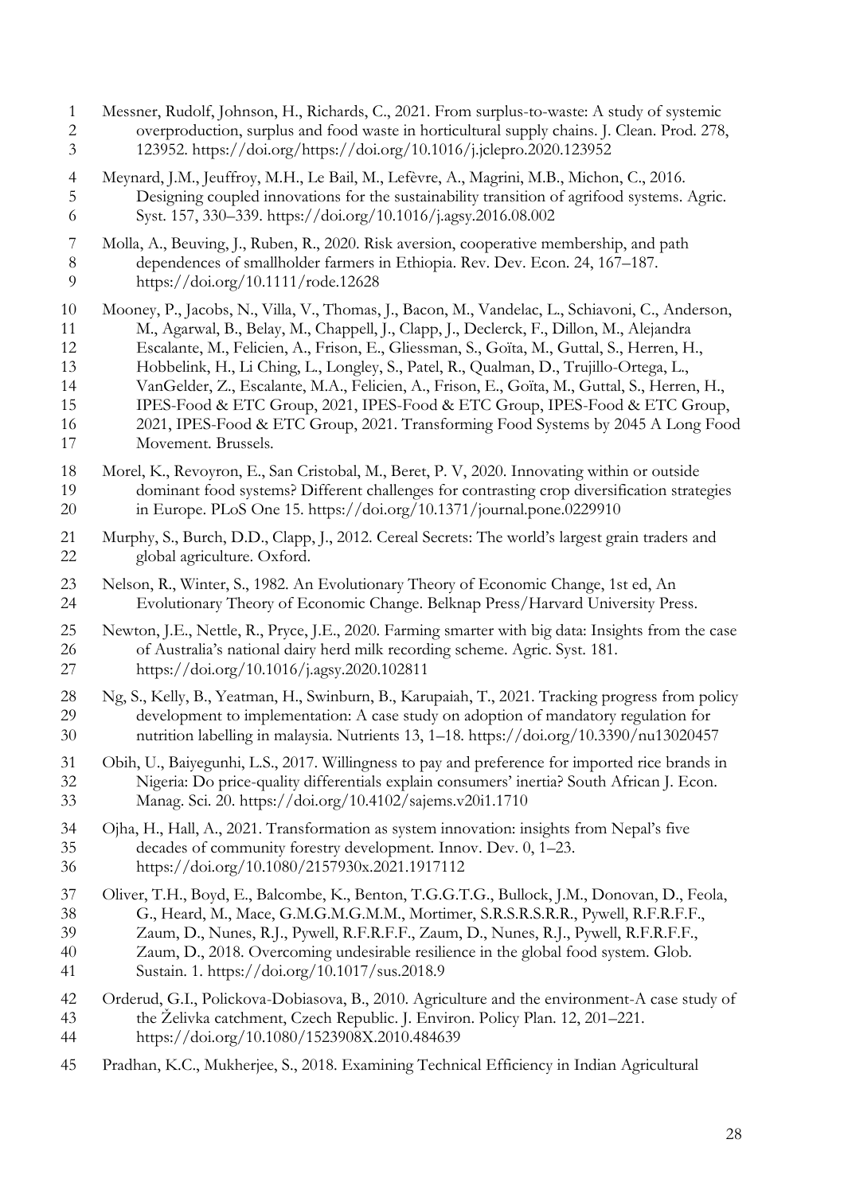Messner, Rudolf, Johnson, H., Richards, C., 2021. From surplus-to-waste: A study of systemic overproduction, surplus and food waste in horticultural supply chains. J. Clean. Prod. 278, 123952. https://doi.org/https://doi.org/10.1016/j.jclepro.2020.123952

Meynard, J.M., Jeuffroy, M.H., Le Bail, M., Lefèvre, A., Magrini, M.B., Michon, C., 2016. Designing coupled innovations for the sustainability transition of agrifood systems. Agric. Syst. 157, 330–339. https://doi.org/10.1016/j.agsy.2016.08.002

Molla, A., Beuving, J., Ruben, R., 2020. Risk aversion, cooperative membership, and path dependences of smallholder farmers in Ethiopia. Rev. Dev. Econ. 24, 167–187. https://doi.org/10.1111/rode.12628

Mooney, P., Jacobs, N., Villa, V., Thomas, J., Bacon, M., Vandelac, L., Schiavoni, C., Anderson, M., Agarwal, B., Belay, M., Chappell, J., Clapp, J., Declerck, F., Dillon, M., Alejandra Escalante, M., Felicien, A., Frison, E., Gliessman, S., Goïta, M., Guttal, S., Herren, H., Hobbelink, H., Li Ching, L., Longley, S., Patel, R., Qualman, D., Trujillo-Ortega, L., VanGelder, Z., Escalante, M.A., Felicien, A., Frison, E., Goïta, M., Guttal, S., Herren, H., IPES-Food & ETC Group, 2021, IPES-Food & ETC Group, IPES-Food & ETC Group, 2021, IPES-Food & ETC Group, 2021. Transforming Food Systems by 2045 A Long Food Movement. Brussels.

Morel, K., Revoyron, E., San Cristobal, M., Beret, P. V, 2020. Innovating within or outside dominant food systems? Different challenges for contrasting crop diversification strategies in Europe. PLoS One 15. https://doi.org/10.1371/journal.pone.0229910

Murphy, S., Burch, D.D., Clapp, J., 2012. Cereal Secrets: The world's largest grain traders and global agriculture. Oxford.

Nelson, R., Winter, S., 1982. An Evolutionary Theory of Economic Change, 1st ed, An Evolutionary Theory of Economic Change. Belknap Press/Harvard University Press.

Newton, J.E., Nettle, R., Pryce, J.E., 2020. Farming smarter with big data: Insights from the case of Australia's national dairy herd milk recording scheme. Agric. Syst. 181. https://doi.org/10.1016/j.agsy.2020.102811

Ng, S., Kelly, B., Yeatman, H., Swinburn, B., Karupaiah, T., 2021. Tracking progress from policy development to implementation: A case study on adoption of mandatory regulation for nutrition labelling in malaysia. Nutrients 13, 1–18. https://doi.org/10.3390/nu13020457

Obih, U., Baiyegunhi, L.S., 2017. Willingness to pay and preference for imported rice brands in Nigeria: Do price-quality differentials explain consumers' inertia? South African J. Econ. Manag. Sci. 20. https://doi.org/10.4102/sajems.v20i1.1710

Ojha, H., Hall, A., 2021. Transformation as system innovation: insights from Nepal's five decades of community forestry development. Innov. Dev. 0, 1–23. https://doi.org/10.1080/2157930x.2021.1917112

Oliver, T.H., Boyd, E., Balcombe, K., Benton, T.G.G.T.G., Bullock, J.M., Donovan, D., Feola, G., Heard, M., Mace, G.M.G.M.G.M.M., Mortimer, S.R.S.R.S.R.R., Pywell, R.F.R.F.F., Zaum, D., Nunes, R.J., Pywell, R.F.R.F.F., Zaum, D., Nunes, R.J., Pywell, R.F.R.F.F., Zaum, D., 2018. Overcoming undesirable resilience in the global food system. Glob. Sustain. 1. https://doi.org/10.1017/sus.2018.9

Orderud, G.I., Polickova-Dobiasova, B., 2010. Agriculture and the environment-A case study of the Želivka catchment, Czech Republic. J. Environ. Policy Plan. 12, 201–221. https://doi.org/10.1080/1523908X.2010.484639

Pradhan, K.C., Mukherjee, S., 2018. Examining Technical Efficiency in Indian Agricultural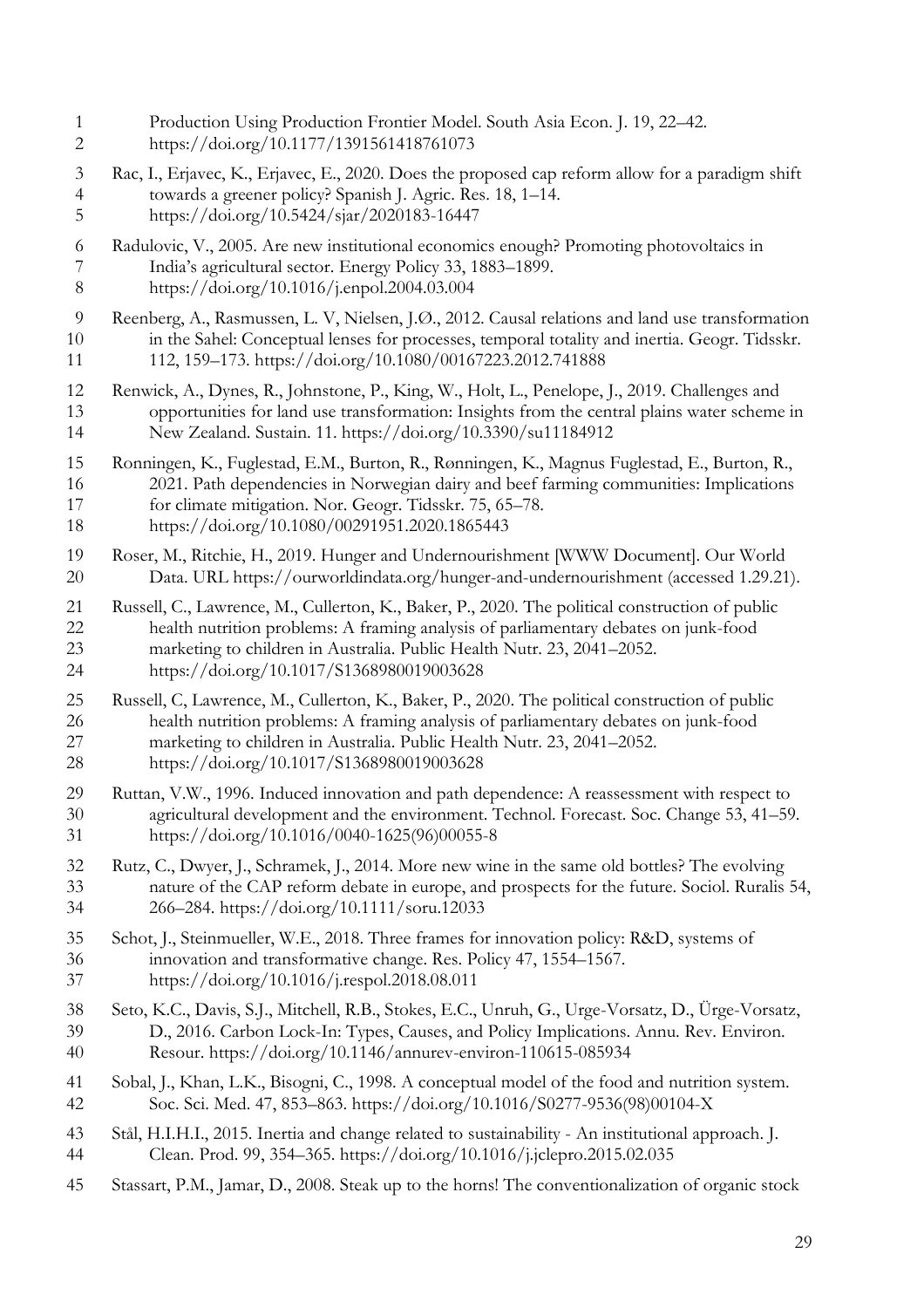Production Using Production Frontier Model. South Asia Econ. J. 19, 22–42. https://doi.org/10.1177/1391561418761073

Rac, I., Erjavec, K., Erjavec, E., 2020. Does the proposed cap reform allow for a paradigm shift towards a greener policy? Spanish J. Agric. Res. 18, 1–14. https://doi.org/10.5424/sjar/2020183-16447

Radulovic, V., 2005. Are new institutional economics enough? Promoting photovoltaics in India's agricultural sector. Energy Policy 33, 1883–1899. https://doi.org/10.1016/j.enpol.2004.03.004

Reenberg, A., Rasmussen, L. V, Nielsen, J.Ø., 2012. Causal relations and land use transformation in the Sahel: Conceptual lenses for processes, temporal totality and inertia. Geogr. Tidsskr. 112, 159–173. https://doi.org/10.1080/00167223.2012.741888

Renwick, A., Dynes, R., Johnstone, P., King, W., Holt, L., Penelope, J., 2019. Challenges and opportunities for land use transformation: Insights from the central plains water scheme in New Zealand. Sustain. 11. https://doi.org/10.3390/su11184912

Ronningen, K., Fuglestad, E.M., Burton, R., Rønningen, K., Magnus Fuglestad, E., Burton, R., 2021. Path dependencies in Norwegian dairy and beef farming communities: Implications for climate mitigation. Nor. Geogr. Tidsskr. 75, 65–78. https://doi.org/10.1080/00291951.2020.1865443

Roser, M., Ritchie, H., 2019. Hunger and Undernourishment [WWW Document]. Our World Data. URL https://ourworldindata.org/hunger-and-undernourishment (accessed 1.29.21).

Russell, C., Lawrence, M., Cullerton, K., Baker, P., 2020. The political construction of public health nutrition problems: A framing analysis of parliamentary debates on junk-food marketing to children in Australia. Public Health Nutr. 23, 2041–2052. https://doi.org/10.1017/S1368980019003628

Russell, C, Lawrence, M., Cullerton, K., Baker, P., 2020. The political construction of public health nutrition problems: A framing analysis of parliamentary debates on junk-food marketing to children in Australia. Public Health Nutr. 23, 2041–2052. https://doi.org/10.1017/S1368980019003628

Ruttan, V.W., 1996. Induced innovation and path dependence: A reassessment with respect to agricultural development and the environment. Technol. Forecast. Soc. Change 53, 41–59. https://doi.org/10.1016/0040-1625(96)00055-8

Rutz, C., Dwyer, J., Schramek, J., 2014. More new wine in the same old bottles? The evolving nature of the CAP reform debate in europe, and prospects for the future. Sociol. Ruralis 54, 266–284. https://doi.org/10.1111/soru.12033

Schot, J., Steinmueller, W.E., 2018. Three frames for innovation policy: R&D, systems of innovation and transformative change. Res. Policy 47, 1554–1567. https://doi.org/10.1016/j.respol.2018.08.011

Seto, K.C., Davis, S.J., Mitchell, R.B., Stokes, E.C., Unruh, G., Urge-Vorsatz, D., Ürge-Vorsatz, D., 2016. Carbon Lock-In: Types, Causes, and Policy Implications. Annu. Rev. Environ. Resour. https://doi.org/10.1146/annurev-environ-110615-085934

Sobal, J., Khan, L.K., Bisogni, C., 1998. A conceptual model of the food and nutrition system. Soc. Sci. Med. 47, 853–863. https://doi.org/10.1016/S0277-9536(98)00104-X

Stål, H.I.H.I., 2015. Inertia and change related to sustainability - An institutional approach. J. Clean. Prod. 99, 354–365. https://doi.org/10.1016/j.jclepro.2015.02.035

Stassart, P.M., Jamar, D., 2008. Steak up to the horns! The conventionalization of organic stock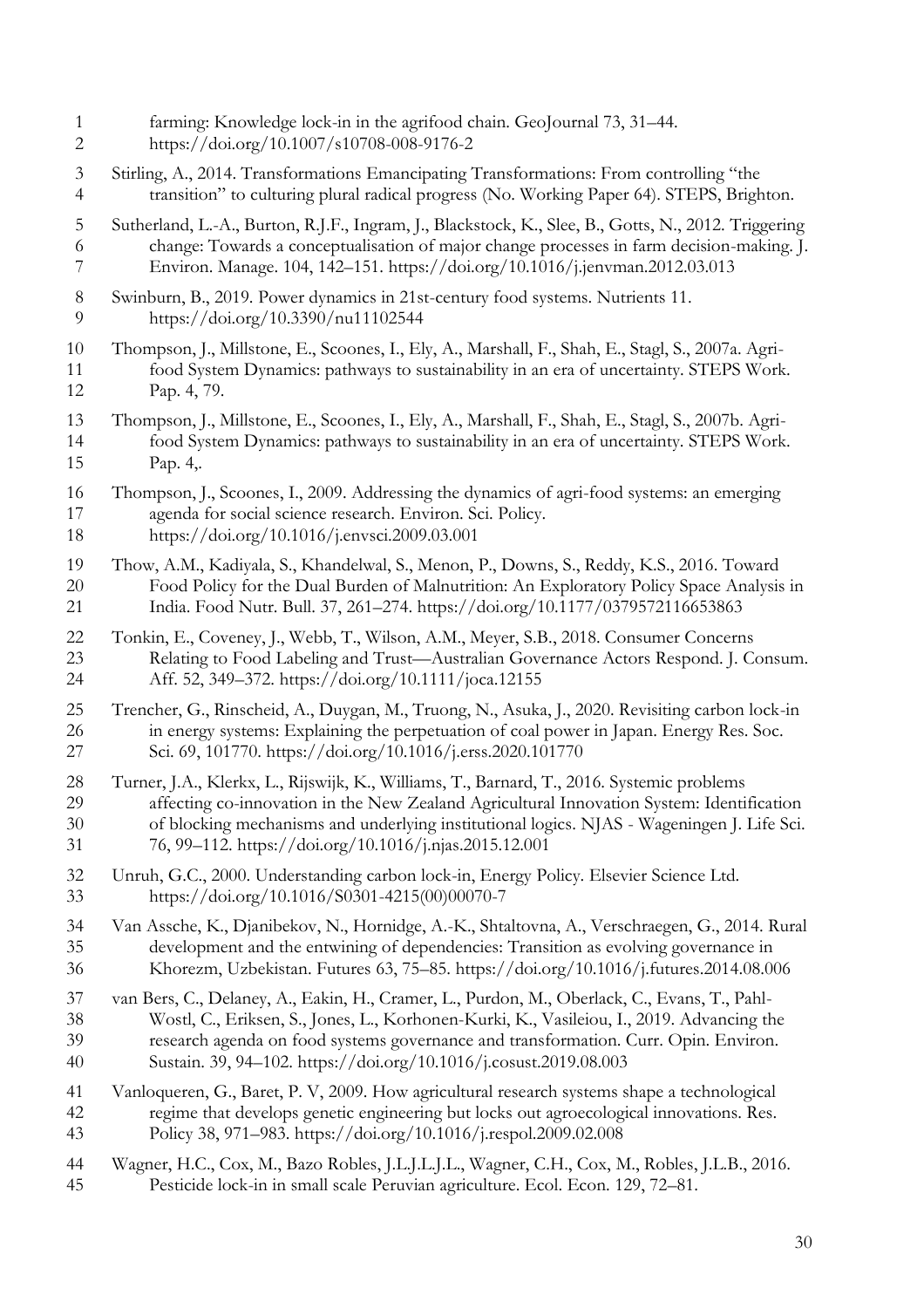farming: Knowledge lock-in in the agrifood chain. GeoJournal 73, 31–44. https://doi.org/10.1007/s10708-008-9176-2

Stirling, A., 2014. Transformations Emancipating Transformations: From controlling "the transition" to culturing plural radical progress (No. Working Paper 64). STEPS, Brighton.

Sutherland, L.-A., Burton, R.J.F., Ingram, J., Blackstock, K., Slee, B., Gotts, N., 2012. Triggering change: Towards a conceptualisation of major change processes in farm decision-making. J. Environ. Manage. 104, 142–151. https://doi.org/10.1016/j.jenvman.2012.03.013

Swinburn, B., 2019. Power dynamics in 21st-century food systems. Nutrients 11. https://doi.org/10.3390/nu11102544

Thompson, J., Millstone, E., Scoones, I., Ely, A., Marshall, F., Shah, E., Stagl, S., 2007a. Agri-food System Dynamics: pathways to sustainability in an era of uncertainty. STEPS Work. Pap. 4, 79.

Thompson, J., Millstone, E., Scoones, I., Ely, A., Marshall, F., Shah, E., Stagl, S., 2007b. Agri-food System Dynamics: pathways to sustainability in an era of uncertainty. STEPS Work. Pap. 4,.

Thompson, J., Scoones, I., 2009. Addressing the dynamics of agri-food systems: an emerging agenda for social science research. Environ. Sci. Policy. https://doi.org/10.1016/j.envsci.2009.03.001

Thow, A.M., Kadiyala, S., Khandelwal, S., Menon, P., Downs, S., Reddy, K.S., 2016. Toward Food Policy for the Dual Burden of Malnutrition: An Exploratory Policy Space Analysis in India. Food Nutr. Bull. 37, 261–274. https://doi.org/10.1177/0379572116653863

Tonkin, E., Coveney, J., Webb, T., Wilson, A.M., Meyer, S.B., 2018. Consumer Concerns Relating to Food Labeling and Trust—Australian Governance Actors Respond. J. Consum. Aff. 52, 349–372. https://doi.org/10.1111/joca.12155

Trencher, G., Rinscheid, A., Duygan, M., Truong, N., Asuka, J., 2020. Revisiting carbon lock-in in energy systems: Explaining the perpetuation of coal power in Japan. Energy Res. Soc. Sci. 69, 101770. https://doi.org/10.1016/j.erss.2020.101770

Turner, J.A., Klerkx, L., Rijswijk, K., Williams, T., Barnard, T., 2016. Systemic problems affecting co-innovation in the New Zealand Agricultural Innovation System: Identification of blocking mechanisms and underlying institutional logics. NJAS - Wageningen J. Life Sci. 76, 99–112. https://doi.org/10.1016/j.njas.2015.12.001

Unruh, G.C., 2000. Understanding carbon lock-in, Energy Policy. Elsevier Science Ltd. https://doi.org/10.1016/S0301-4215(00)00070-7

Van Assche, K., Djanibekov, N., Hornidge, A.-K., Shtaltovna, A., Verschraegen, G., 2014. Rural development and the entwining of dependencies: Transition as evolving governance in Khorezm, Uzbekistan. Futures 63, 75–85. https://doi.org/10.1016/j.futures.2014.08.006

van Bers, C., Delaney, A., Eakin, H., Cramer, L., Purdon, M., Oberlack, C., Evans, T., Pahl-Wostl, C., Eriksen, S., Jones, L., Korhonen-Kurki, K., Vasileiou, I., 2019. Advancing the research agenda on food systems governance and transformation. Curr. Opin. Environ. Sustain. 39, 94–102. https://doi.org/10.1016/j.cosust.2019.08.003

Vanloqueren, G., Baret, P. V, 2009. How agricultural research systems shape a technological regime that develops genetic engineering but locks out agroecological innovations. Res. Policy 38, 971–983. https://doi.org/10.1016/j.respol.2009.02.008

Wagner, H.C., Cox, M., Bazo Robles, J.L.J.L.J.L., Wagner, C.H., Cox, M., Robles, J.L.B., 2016. Pesticide lock-in in small scale Peruvian agriculture. Ecol. Econ. 129, 72–81.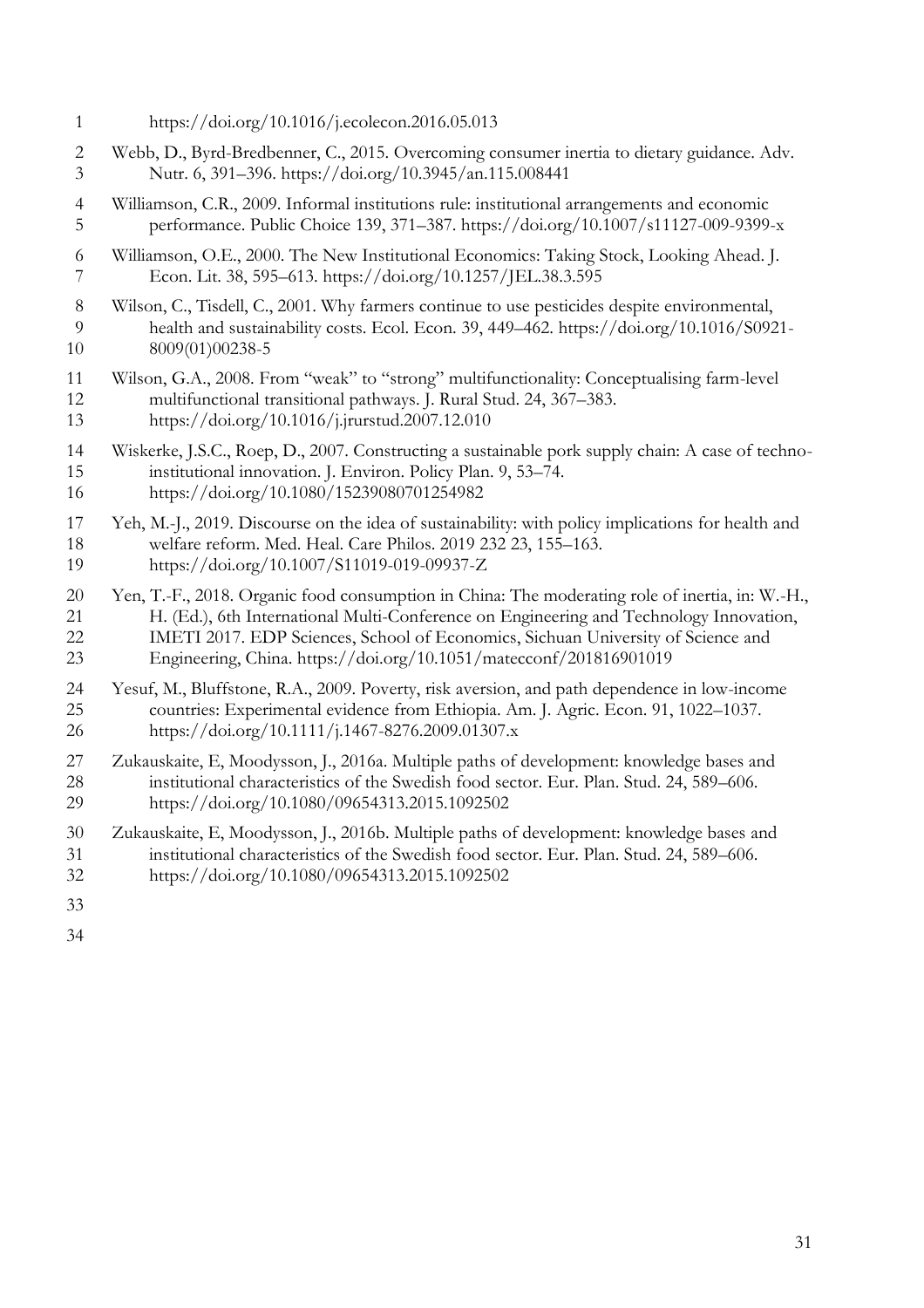https://doi.org/10.1016/j.ecolecon.2016.05.013

Webb, D., Byrd-Bredbenner, C., 2015. Overcoming consumer inertia to dietary guidance. Adv. Nutr. 6, 391–396. https://doi.org/10.3945/an.115.008441

Williamson, C.R., 2009. Informal institutions rule: institutional arrangements and economic performance. Public Choice 139, 371–387. https://doi.org/10.1007/s11127-009-9399-x

Williamson, O.E., 2000. The New Institutional Economics: Taking Stock, Looking Ahead. J. Econ. Lit. 38, 595–613. https://doi.org/10.1257/JEL.38.3.595

Wilson, C., Tisdell, C., 2001. Why farmers continue to use pesticides despite environmental, health and sustainability costs. Ecol. Econ. 39, 449–462. https://doi.org/10.1016/S0921-8009(01)00238-5

Wilson, G.A., 2008. From "weak" to "strong" multifunctionality: Conceptualising farm-level multifunctional transitional pathways. J. Rural Stud. 24, 367–383. https://doi.org/10.1016/j.jrurstud.2007.12.010

Wiskerke, J.S.C., Roep, D., 2007. Constructing a sustainable pork supply chain: A case of techno-institutional innovation. J. Environ. Policy Plan. 9, 53–74. https://doi.org/10.1080/15239080701254982

Yeh, M.-J., 2019. Discourse on the idea of sustainability: with policy implications for health and welfare reform. Med. Heal. Care Philos. 2019 232 23, 155–163. https://doi.org/10.1007/S11019-019-09937-Z

Yen, T.-F., 2018. Organic food consumption in China: The moderating role of inertia, in: W.-H., H. (Ed.), 6th International Multi-Conference on Engineering and Technology Innovation, IMETI 2017. EDP Sciences, School of Economics, Sichuan University of Science and Engineering, China. https://doi.org/10.1051/matecconf/201816901019

Yesuf, M., Bluffstone, R.A., 2009. Poverty, risk aversion, and path dependence in low-income countries: Experimental evidence from Ethiopia. Am. J. Agric. Econ. 91, 1022–1037. https://doi.org/10.1111/j.1467-8276.2009.01307.x

Zukauskaite, E, Moodysson, J., 2016a. Multiple paths of development: knowledge bases and institutional characteristics of the Swedish food sector. Eur. Plan. Stud. 24, 589–606. https://doi.org/10.1080/09654313.2015.1092502

Zukauskaite, E, Moodysson, J., 2016b. Multiple paths of development: knowledge bases and institutional characteristics of the Swedish food sector. Eur. Plan. Stud. 24, 589–606. https://doi.org/10.1080/09654313.2015.1092502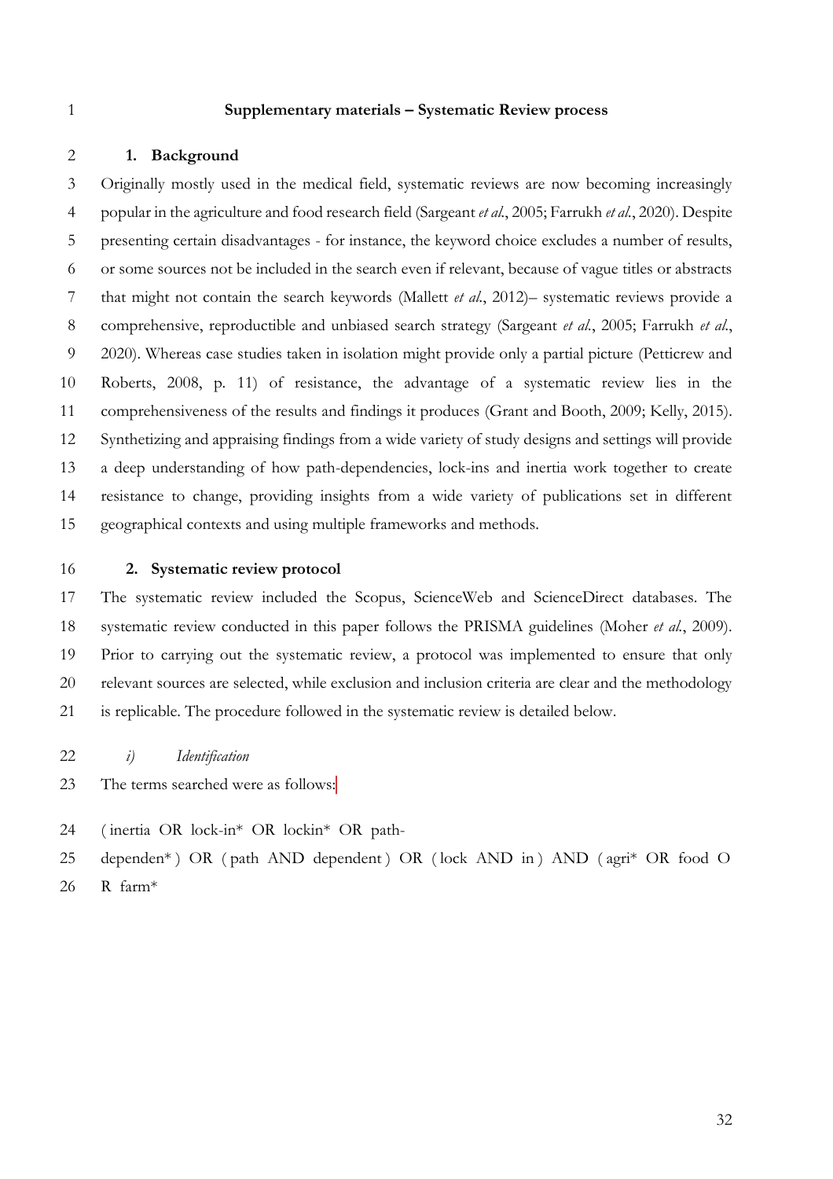**Supplementary materials – Systematic Review process**

## 1. Background

Originally mostly used in the medical field, systematic reviews are now becoming increasingly popular in the agriculture and food research field (Sargeant *et al.*, 2005; Farrukh *et al.*, 2020). Despite presenting certain disadvantages - for instance, the keyword choice excludes a number of results, or some sources not be included in the search even if relevant, because of vague titles or abstracts that might not contain the search keywords (Mallett *et al.*, 2012)– systematic reviews provide a comprehensive, reproductible and unbiased search strategy (Sargeant *et al.*, 2005; Farrukh *et al.*, 2020). Whereas case studies taken in isolation might provide only a partial picture (Petticrew and Roberts, 2008, p. 11) of resistance, the advantage of a systematic review lies in the comprehensiveness of the results and findings it produces (Grant and Booth, 2009; Kelly, 2015). Synthetizing and appraising findings from a wide variety of study designs and settings will provide a deep understanding of how path-dependencies, lock-ins and inertia work together to create resistance to change, providing insights from a wide variety of publications set in different geographical contexts and using multiple frameworks and methods.

## 2. Systematic review protocol

The systematic review included the Scopus, ScienceWeb and ScienceDirect databases. The systematic review conducted in this paper follows the PRISMA guidelines (Moher *et al.*, 2009). Prior to carrying out the systematic review, a protocol was implemented to ensure that only relevant sources are selected, while exclusion and inclusion criteria are clear and the methodology is replicable. The procedure followed in the systematic review is detailed below.

### *i) Identification*

The terms searched were as follows:

( inertia OR lock-in* OR lockin* OR path-dependen* ) OR ( path AND dependent ) OR ( lock AND in ) AND ( agri* OR food OR farm*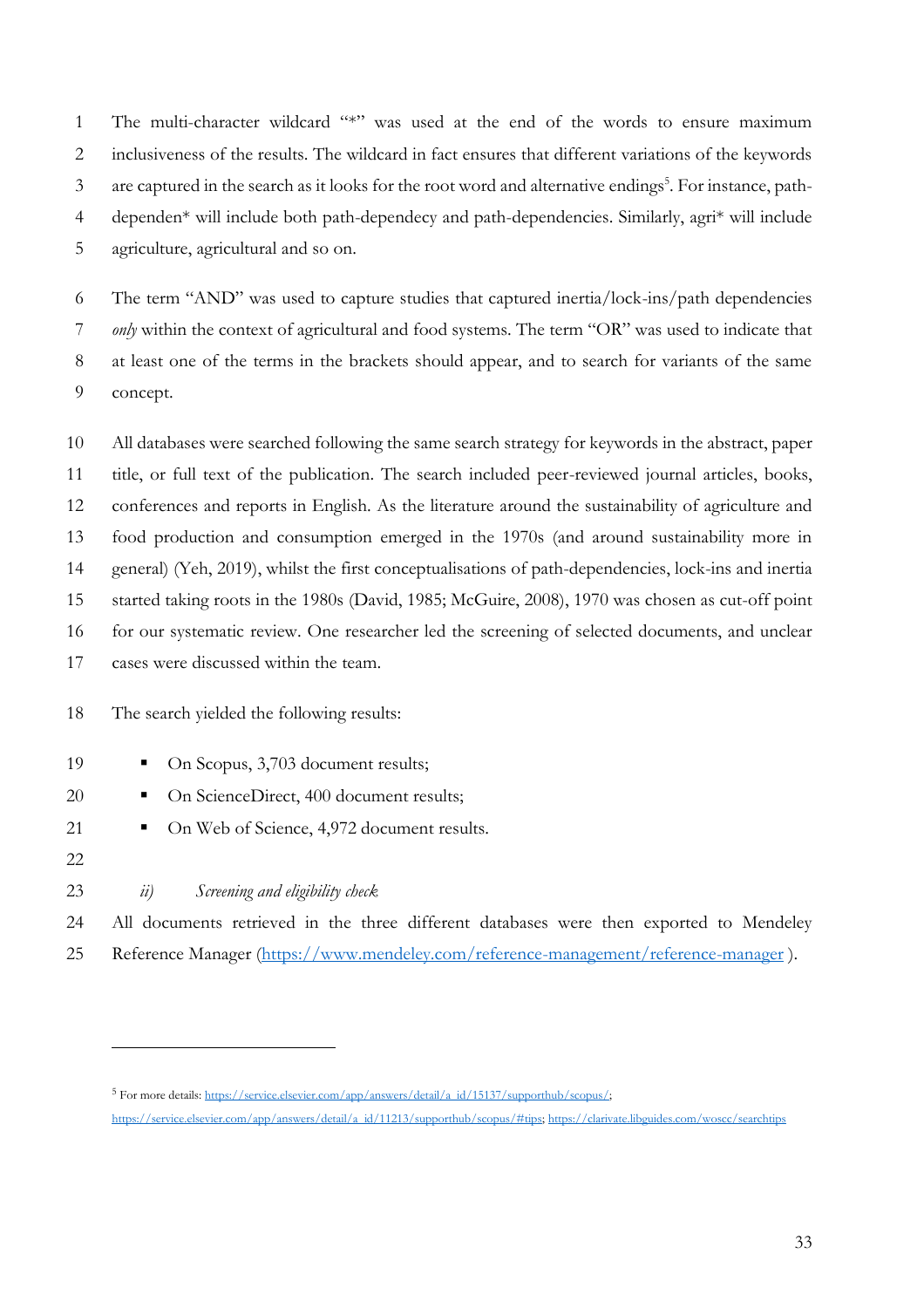The multi-character wildcard "*" was used at the end of the words to ensure maximum inclusiveness of the results. The wildcard in fact ensures that different variations of the keywords are captured in the search as it looks for the root word and alternative endings[5]. For instance, path-dependen* will include both path-dependecy and path-dependencies. Similarly, agri* will include agriculture, agricultural and so on.

The term "AND" was used to capture studies that captured inertia/lock-ins/path dependencies *only* within the context of agricultural and food systems. The term "OR" was used to indicate that at least one of the terms in the brackets should appear, and to search for variants of the same concept.

All databases were searched following the same search strategy for keywords in the abstract, paper title, or full text of the publication. The search included peer-reviewed journal articles, books, conferences and reports in English. As the literature around the sustainability of agriculture and food production and consumption emerged in the 1970s (and around sustainability more in general) (Yeh, 2019), whilst the first conceptualisations of path-dependencies, lock-ins and inertia started taking roots in the 1980s (David, 1985; McGuire, 2008), 1970 was chosen as cut-off point for our systematic review. One researcher led the screening of selected documents, and unclear cases were discussed within the team.

The search yielded the following results:

- On Scopus, 3,703 document results;
- On ScienceDirect, 400 document results;
- On Web of Science, 4,972 document results.

*ii) Screening and eligibility check*

All documents retrieved in the three different databases were then exported to Mendeley Reference Manager (https://www.mendeley.com/reference-management/reference-manager ).

[5] For more details: https://service.elsevier.com/app/answers/detail/a_id/15137/supporthub/scopus/; https://service.elsevier.com/app/answers/detail/a_id/11213/supporthub/scopus/#tips; https://clarivate.libguides.com/woscc/searchtips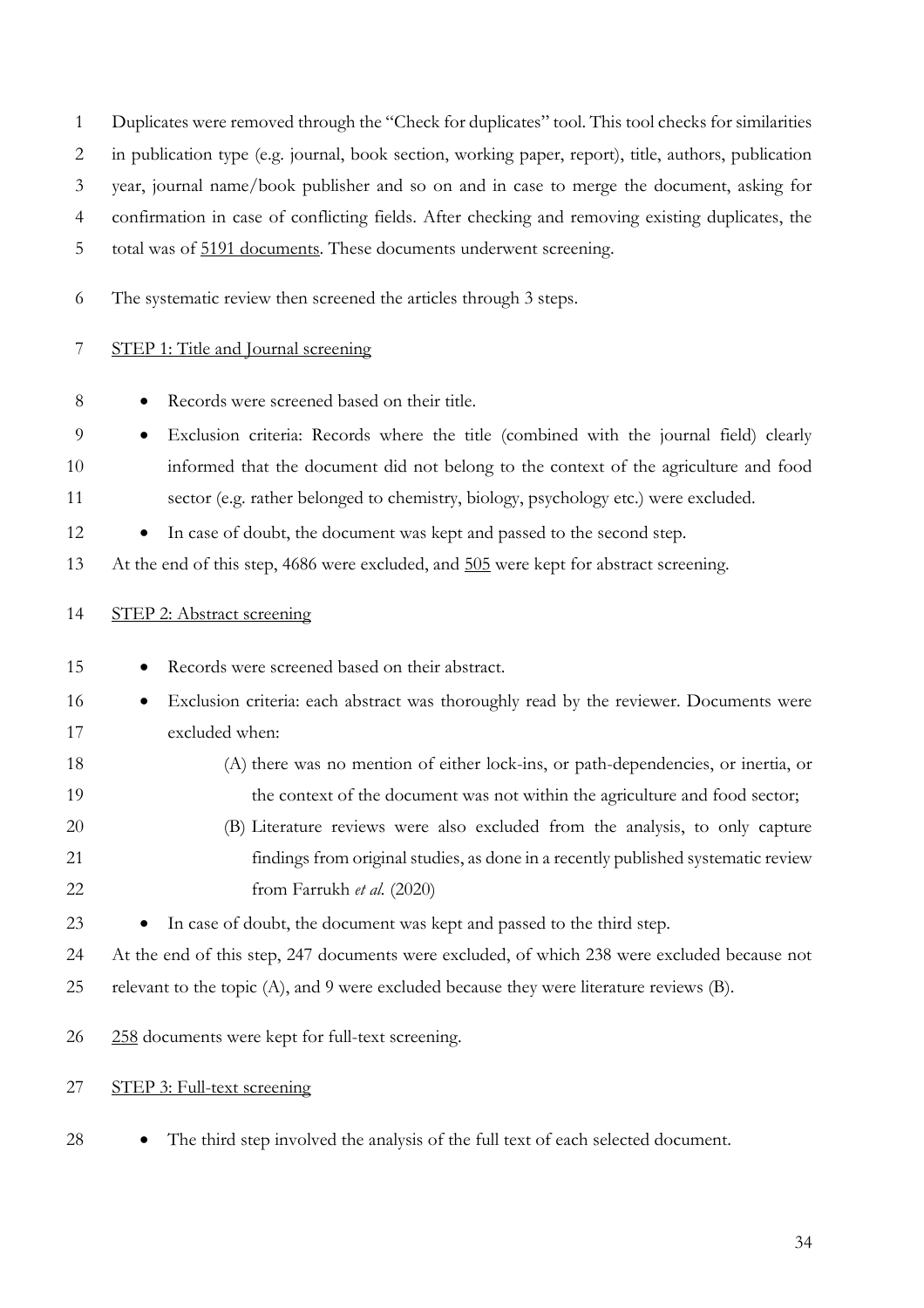Duplicates were removed through the "Check for duplicates" tool. This tool checks for similarities in publication type (e.g. journal, book section, working paper, report), title, authors, publication year, journal name/book publisher and so on and in case to merge the document, asking for confirmation in case of conflicting fields. After checking and removing existing duplicates, the total was of <u>5191 documents</u>. These documents underwent screening.

The systematic review then screened the articles through 3 steps.

<u>STEP 1: Title and Journal screening</u>

- Records were screened based on their title.
- Exclusion criteria: Records where the title (combined with the journal field) clearly informed that the document did not belong to the context of the agriculture and food sector (e.g. rather belonged to chemistry, biology, psychology etc.) were excluded.
- In case of doubt, the document was kept and passed to the second step.

At the end of this step, 4686 were excluded, and <u>505</u> were kept for abstract screening.

<u>STEP 2: Abstract screening</u>

- Records were screened based on their abstract.
- Exclusion criteria: each abstract was thoroughly read by the reviewer. Documents were excluded when:
    - (A) there was no mention of either lock-ins, or path-dependencies, or inertia, or the context of the document was not within the agriculture and food sector;
    - (B) Literature reviews were also excluded from the analysis, to only capture findings from original studies, as done in a recently published systematic review from Farrukh *et al.* (2020)
- In case of doubt, the document was kept and passed to the third step.

At the end of this step, 247 documents were excluded, of which 238 were excluded because not relevant to the topic (A), and 9 were excluded because they were literature reviews (B).

<u>258</u> documents were kept for full-text screening.

<u>STEP 3: Full-text screening</u>

- The third step involved the analysis of the full text of each selected document.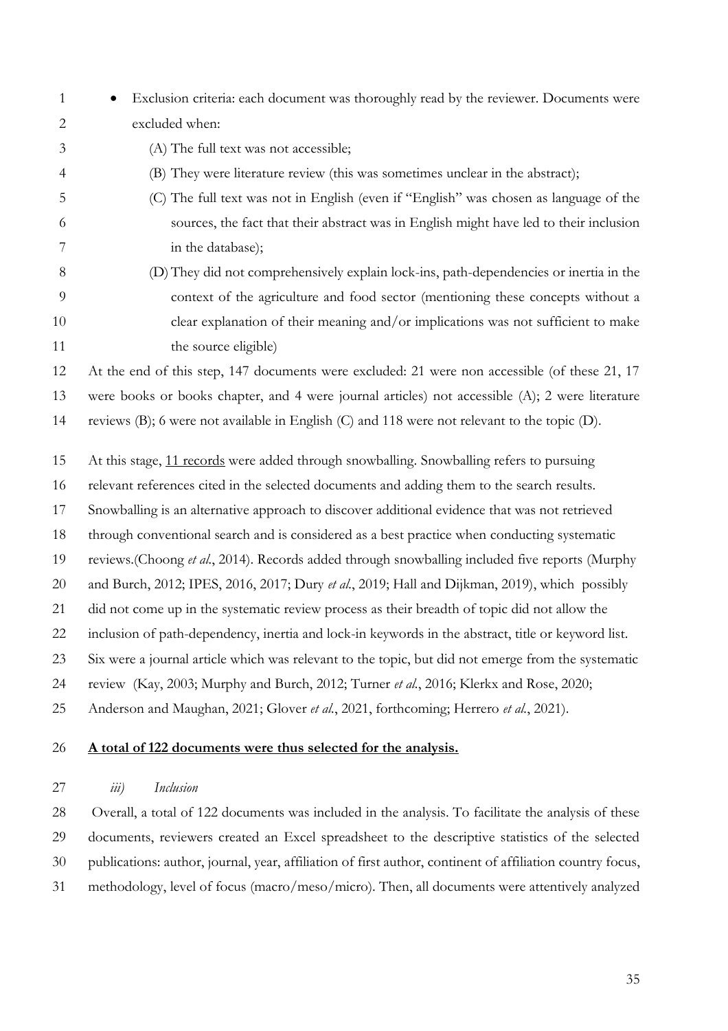- Exclusion criteria: each document was thoroughly read by the reviewer. Documents were excluded when:
    - (A) The full text was not accessible;
    - (B) They were literature review (this was sometimes unclear in the abstract);
    - (C) The full text was not in English (even if "English" was chosen as language of the sources, the fact that their abstract was in English might have led to their inclusion in the database);
    - (D) They did not comprehensively explain lock-ins, path-dependencies or inertia in the context of the agriculture and food sector (mentioning these concepts without a clear explanation of their meaning and/or implications was not sufficient to make the source eligible)

At the end of this step, 147 documents were excluded: 21 were non accessible (of these 21, 17 were books or books chapter, and 4 were journal articles) not accessible (A); 2 were literature reviews (B); 6 were not available in English (C) and 118 were not relevant to the topic (D).

At this stage, <u>11 records</u> were added through snowballing. Snowballing refers to pursuing relevant references cited in the selected documents and adding them to the search results. Snowballing is an alternative approach to discover additional evidence that was not retrieved through conventional search and is considered as a best practice when conducting systematic reviews.(Choong *et al.*, 2014). Records added through snowballing included five reports (Murphy and Burch, 2012; IPES, 2016, 2017; Dury *et al.*, 2019; Hall and Dijkman, 2019), which possibly did not come up in the systematic review process as their breadth of topic did not allow the inclusion of path-dependency, inertia and lock-in keywords in the abstract, title or keyword list. Six were a journal article which was relevant to the topic, but did not emerge from the systematic review (Kay, 2003; Murphy and Burch, 2012; Turner *et al.*, 2016; Klerkx and Rose, 2020; Anderson and Maughan, 2021; Glover *et al.*, 2021, forthcoming; Herrero *et al.*, 2021).

<u>**A total of 122 documents were thus selected for the analysis.**</u>

*iii) Inclusion*

Overall, a total of 122 documents was included in the analysis. To facilitate the analysis of these documents, reviewers created an Excel spreadsheet to the descriptive statistics of the selected publications: author, journal, year, affiliation of first author, continent of affiliation country focus, methodology, level of focus (macro/meso/micro). Then, all documents were attentively analyzed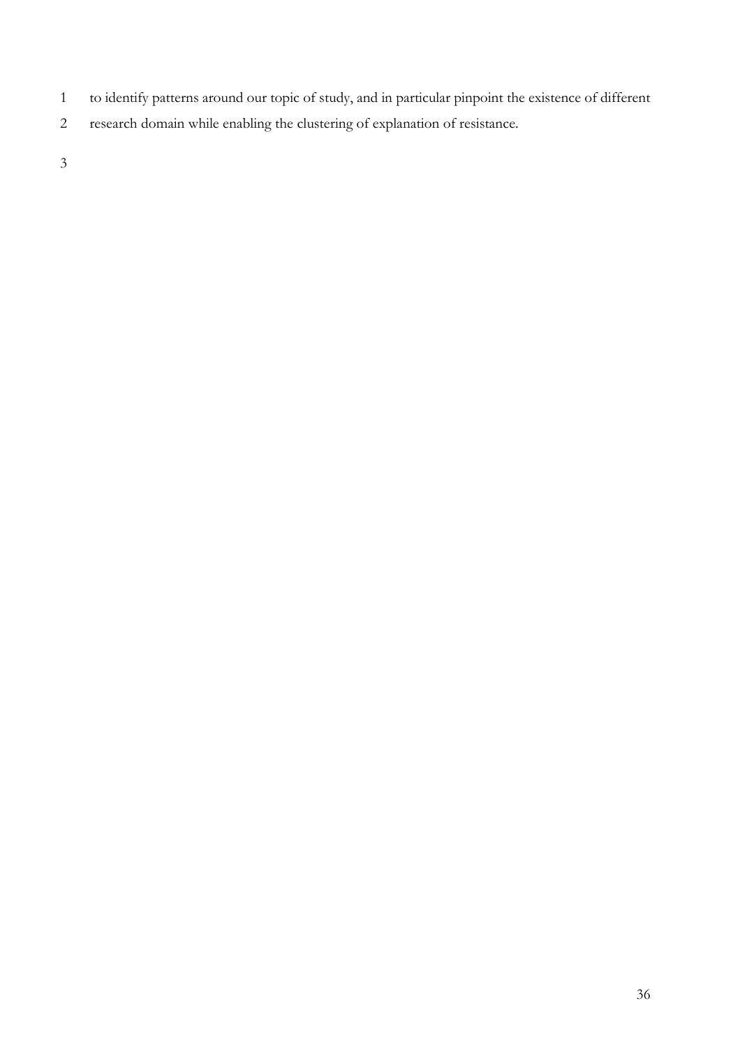to identify patterns around our topic of study, and in particular pinpoint the existence of different research domain while enabling the clustering of explanation of resistance.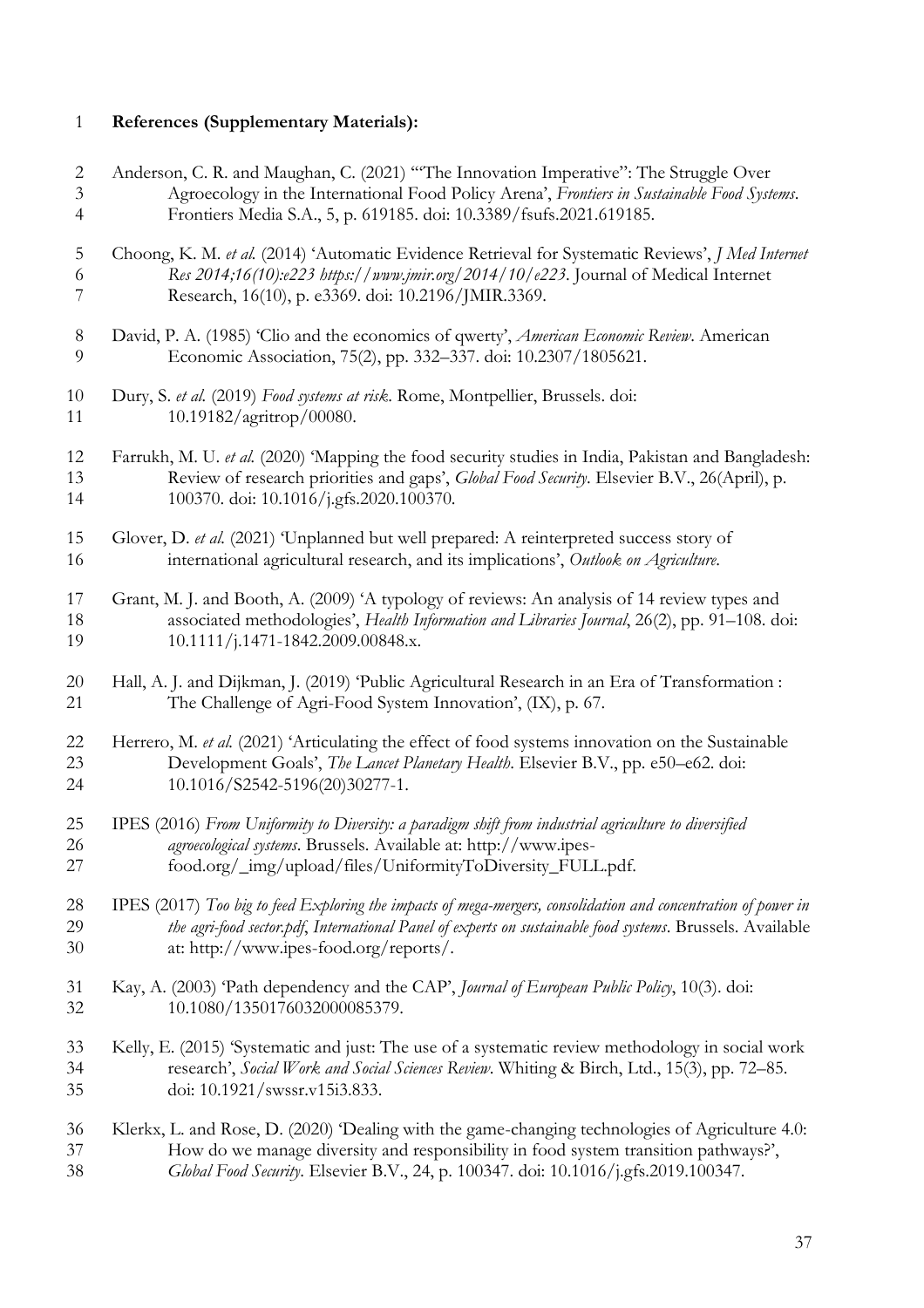**References (Supplementary Materials):**

Anderson, C. R. and Maughan, C. (2021) '"The Innovation Imperative": The Struggle Over Agroecology in the International Food Policy Arena', *Frontiers in Sustainable Food Systems*. Frontiers Media S.A., 5, p. 619185. doi: 10.3389/fsufs.2021.619185.

Choong, K. M. *et al.* (2014) 'Automatic Evidence Retrieval for Systematic Reviews', *J Med Internet Res 2014;16(10):e223 https://www.jmir.org/2014/10/e223*. Journal of Medical Internet Research, 16(10), p. e3369. doi: 10.2196/JMIR.3369.

David, P. A. (1985) 'Clio and the economics of qwerty', *American Economic Review*. American Economic Association, 75(2), pp. 332–337. doi: 10.2307/1805621.

Dury, S. *et al.* (2019) *Food systems at risk*. Rome, Montpellier, Brussels. doi: 10.19182/agritrop/00080.

Farrukh, M. U. *et al.* (2020) 'Mapping the food security studies in India, Pakistan and Bangladesh: Review of research priorities and gaps', *Global Food Security*. Elsevier B.V., 26(April), p. 100370. doi: 10.1016/j.gfs.2020.100370.

Glover, D. *et al.* (2021) 'Unplanned but well prepared: A reinterpreted success story of international agricultural research, and its implications', *Outlook on Agriculture*.

Grant, M. J. and Booth, A. (2009) 'A typology of reviews: An analysis of 14 review types and associated methodologies', *Health Information and Libraries Journal*, 26(2), pp. 91–108. doi: 10.1111/j.1471-1842.2009.00848.x.

Hall, A. J. and Dijkman, J. (2019) 'Public Agricultural Research in an Era of Transformation : The Challenge of Agri-Food System Innovation', (IX), p. 67.

Herrero, M. *et al.* (2021) 'Articulating the effect of food systems innovation on the Sustainable Development Goals', *The Lancet Planetary Health*. Elsevier B.V., pp. e50–e62. doi: 10.1016/S2542-5196(20)30277-1.

IPES (2016) *From Uniformity to Diversity: a paradigm shift from industrial agriculture to diversified agroecological systems*. Brussels. Available at: http://www.ipes-food.org/_img/upload/files/UniformityToDiversity_FULL.pdf.

IPES (2017) *Too big to feed Exploring the impacts of mega-mergers, consolidation and concentration of power in the agri-food sector.pdf*, *International Panel of experts on sustainable food systems*. Brussels. Available at: http://www.ipes-food.org/reports/.

Kay, A. (2003) 'Path dependency and the CAP', *Journal of European Public Policy*, 10(3). doi: 10.1080/1350176032000085379.

Kelly, E. (2015) 'Systematic and just: The use of a systematic review methodology in social work research', *Social Work and Social Sciences Review*. Whiting & Birch, Ltd., 15(3), pp. 72–85. doi: 10.1921/swssr.v15i3.833.

Klerkx, L. and Rose, D. (2020) 'Dealing with the game-changing technologies of Agriculture 4.0: How do we manage diversity and responsibility in food system transition pathways?', *Global Food Security*. Elsevier B.V., 24, p. 100347. doi: 10.1016/j.gfs.2019.100347.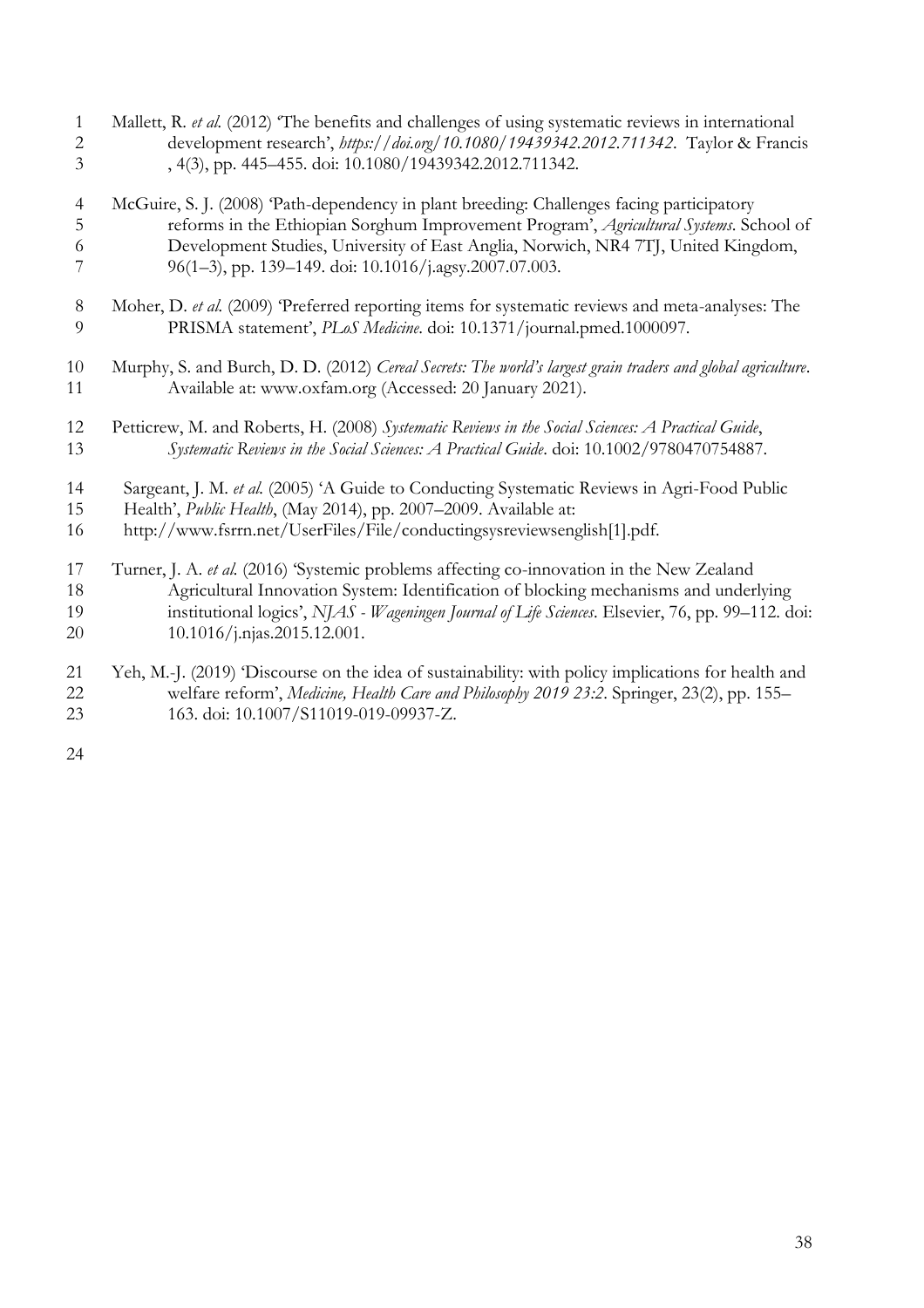Mallett, R. *et al.* (2012) 'The benefits and challenges of using systematic reviews in international development research', *https://doi.org/10.1080/19439342.2012.711342*. Taylor & Francis , 4(3), pp. 445–455. doi: 10.1080/19439342.2012.711342.

McGuire, S. J. (2008) 'Path-dependency in plant breeding: Challenges facing participatory reforms in the Ethiopian Sorghum Improvement Program', *Agricultural Systems*. School of Development Studies, University of East Anglia, Norwich, NR4 7TJ, United Kingdom, 96(1–3), pp. 139–149. doi: 10.1016/j.agsy.2007.07.003.

Moher, D. *et al.* (2009) 'Preferred reporting items for systematic reviews and meta-analyses: The PRISMA statement', *PLoS Medicine*. doi: 10.1371/journal.pmed.1000097.

Murphy, S. and Burch, D. D. (2012) *Cereal Secrets: The world's largest grain traders and global agriculture*. Available at: www.oxfam.org (Accessed: 20 January 2021).

Petticrew, M. and Roberts, H. (2008) *Systematic Reviews in the Social Sciences: A Practical Guide*, *Systematic Reviews in the Social Sciences: A Practical Guide*. doi: 10.1002/9780470754887.

Sargeant, J. M. *et al.* (2005) 'A Guide to Conducting Systematic Reviews in Agri-Food Public Health', *Public Health*, (May 2014), pp. 2007–2009. Available at: http://www.fsrrn.net/UserFiles/File/conductingsysreviewsenglish[1].pdf.

Turner, J. A. *et al.* (2016) 'Systemic problems affecting co-innovation in the New Zealand Agricultural Innovation System: Identification of blocking mechanisms and underlying institutional logics', *NJAS - Wageningen Journal of Life Sciences*. Elsevier, 76, pp. 99–112. doi: 10.1016/j.njas.2015.12.001.

Yeh, M.-J. (2019) 'Discourse on the idea of sustainability: with policy implications for health and welfare reform', *Medicine, Health Care and Philosophy 2019 23:2*. Springer, 23(2), pp. 155–163. doi: 10.1007/S11019-019-09937-Z.